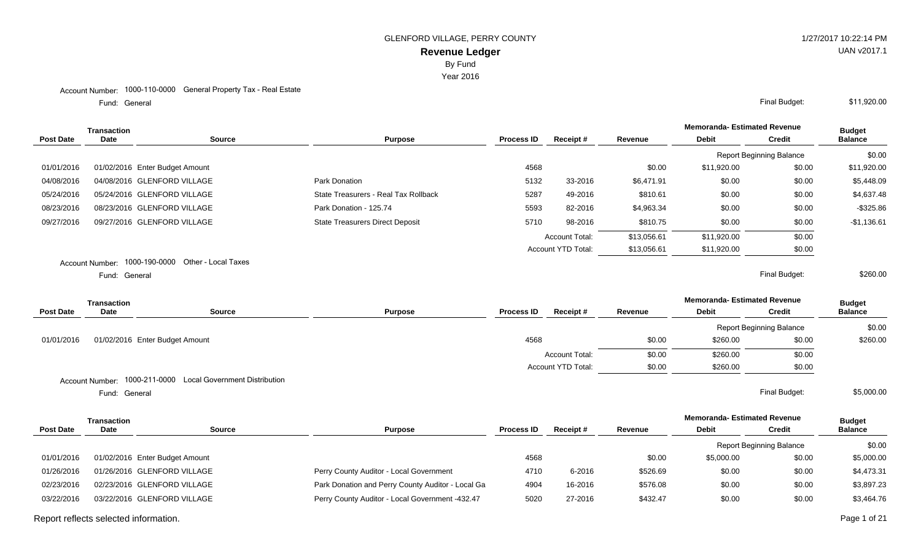GLENFORD VILLAGE, PERRY COUNTY

# Revenue Ledger

By Fund

Year 2016

1/27/2017 10:22:14 PM

UAN v2017.1

Account Number: 1000-110-0000 General Property Tax - Real Estate

Fund: General

Final Budget: $11,920.00

| Post Date | Transaction Date | Source | Purpose | Process ID | Receipt # | Revenue | Memoranda- Estimated Revenue Debit | Memoranda- Estimated Revenue Credit | Budget Balance |
|---|---|---|---|---|---|---|---|---|---|
| | | | | | | | Report Beginning Balance | | $0.00 |
| 01/01/2016 | 01/02/2016 | Enter Budget Amount | | 4568 | | $0.00 | $11,920.00 | $0.00 | $11,920.00 |
| 04/08/2016 | 04/08/2016 | GLENFORD VILLAGE | Park Donation | 5132 | 33-2016 | $6,471.91 | $0.00 | $0.00 | $5,448.09 |
| 05/24/2016 | 05/24/2016 | GLENFORD VILLAGE | State Treasurers - Real Tax Rollback | 5287 | 49-2016 | $810.61 | $0.00 | $0.00 | $4,637.48 |
| 08/23/2016 | 08/23/2016 | GLENFORD VILLAGE | Park Donation - 125.74 | 5593 | 82-2016 | $4,963.34 | $0.00 | $0.00 | -$325.86 |
| 09/27/2016 | 09/27/2016 | GLENFORD VILLAGE | State Treasurers Direct Deposit | 5710 | 98-2016 | $810.75 | $0.00 | $0.00 | -$1,136.61 |
| | | | | | Account Total: | $13,056.61 | $11,920.00 | $0.00 | |
| | | | | | Account YTD Total: | $13,056.61 | $11,920.00 | $0.00 | |

Account Number: 1000-190-0000 Other - Local Taxes

Fund: General

Final Budget: $260.00

| Post Date | Transaction Date | Source | Purpose | Process ID | Receipt # | Revenue | Memoranda- Estimated Revenue Debit | Memoranda- Estimated Revenue Credit | Budget Balance |
|---|---|---|---|---|---|---|---|---|---|
| | | | | | | | Report Beginning Balance | | $0.00 |
| 01/01/2016 | 01/02/2016 | Enter Budget Amount | | 4568 | | $0.00 | $260.00 | $0.00 | $260.00 |
| | | | | | Account Total: | $0.00 | $260.00 | $0.00 | |
| | | | | | Account YTD Total: | $0.00 | $260.00 | $0.00 | |

Account Number: 1000-211-0000 Local Government Distribution

Fund: General

Final Budget: $5,000.00

| Post Date | Transaction Date | Source | Purpose | Process ID | Receipt # | Revenue | Memoranda- Estimated Revenue Debit | Memoranda- Estimated Revenue Credit | Budget Balance |
|---|---|---|---|---|---|---|---|---|---|
| | | | | | | | Report Beginning Balance | | $0.00 |
| 01/01/2016 | 01/02/2016 | Enter Budget Amount | | 4568 | | $0.00 | $5,000.00 | $0.00 | $5,000.00 |
| 01/26/2016 | 01/26/2016 | GLENFORD VILLAGE | Perry County Auditor - Local Government | 4710 | 6-2016 | $526.69 | $0.00 | $0.00 | $4,473.31 |
| 02/23/2016 | 02/23/2016 | GLENFORD VILLAGE | Park Donation and Perry County Auditor - Local Ga | 4904 | 16-2016 | $576.08 | $0.00 | $0.00 | $3,897.23 |
| 03/22/2016 | 03/22/2016 | GLENFORD VILLAGE | Perry County Auditor - Local Government -432.47 | 5020 | 27-2016 | $432.47 | $0.00 | $0.00 | $3,464.76 |

Report reflects selected information.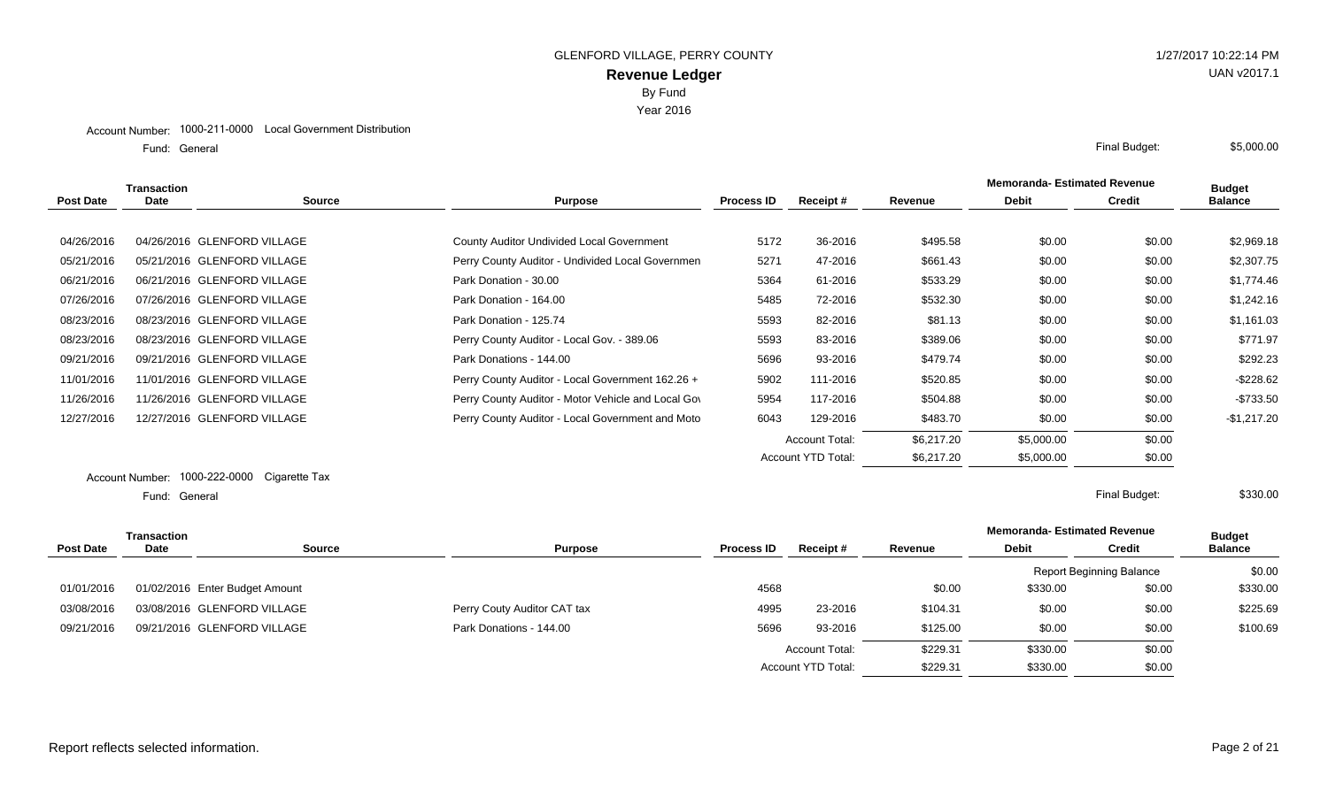GLENFORD VILLAGE, PERRY COUNTY

# Revenue Ledger

By Fund

Year 2016

1/27/2017 10:22:14 PM

UAN v2017.1

Account Number: 1000-211-0000 Local Government Distribution

Fund: General

Final Budget: $5,000.00

| Post Date | Transaction Date | Source | Purpose | Process ID | Receipt # | Revenue | Memoranda- Estimated Revenue Debit | Memoranda- Estimated Revenue Credit | Budget Balance |
|---|---|---|---|---|---|---|---|---|---|
| 04/26/2016 | 04/26/2016 | GLENFORD VILLAGE | County Auditor Undivided Local Government | 5172 | 36-2016 | $495.58 | $0.00 | $0.00 | $2,969.18 |
| 05/21/2016 | 05/21/2016 | GLENFORD VILLAGE | Perry County Auditor - Undivided Local Governmen | 5271 | 47-2016 | $661.43 | $0.00 | $0.00 | $2,307.75 |
| 06/21/2016 | 06/21/2016 | GLENFORD VILLAGE | Park Donation - 30.00 | 5364 | 61-2016 | $533.29 | $0.00 | $0.00 | $1,774.46 |
| 07/26/2016 | 07/26/2016 | GLENFORD VILLAGE | Park Donation - 164.00 | 5485 | 72-2016 | $532.30 | $0.00 | $0.00 | $1,242.16 |
| 08/23/2016 | 08/23/2016 | GLENFORD VILLAGE | Park Donation - 125.74 | 5593 | 82-2016 | $81.13 | $0.00 | $0.00 | $1,161.03 |
| 08/23/2016 | 08/23/2016 | GLENFORD VILLAGE | Perry County Auditor - Local Gov. - 389.06 | 5593 | 83-2016 | $389.06 | $0.00 | $0.00 | $771.97 |
| 09/21/2016 | 09/21/2016 | GLENFORD VILLAGE | Park Donations - 144.00 | 5696 | 93-2016 | $479.74 | $0.00 | $0.00 | $292.23 |
| 11/01/2016 | 11/01/2016 | GLENFORD VILLAGE | Perry County Auditor - Local Government 162.26 + | 5902 | 111-2016 | $520.85 | $0.00 | $0.00 | -$228.62 |
| 11/26/2016 | 11/26/2016 | GLENFORD VILLAGE | Perry County Auditor - Motor Vehicle and Local Gov | 5954 | 117-2016 | $504.88 | $0.00 | $0.00 | -$733.50 |
| 12/27/2016 | 12/27/2016 | GLENFORD VILLAGE | Perry County Auditor - Local Government and Moto | 6043 | 129-2016 | $483.70 | $0.00 | $0.00 | -$1,217.20 |
| | | | | | Account Total: | $6,217.20 | $5,000.00 | $0.00 | |
| | | | | | Account YTD Total: | $6,217.20 | $5,000.00 | $0.00 | |

Account Number: 1000-222-0000 Cigarette Tax

Fund: General

Final Budget: $330.00

| Post Date | Transaction Date | Source | Purpose | Process ID | Receipt # | Revenue | Memoranda- Estimated Revenue Debit | Memoranda- Estimated Revenue Credit | Budget Balance |
|---|---|---|---|---|---|---|---|---|---|
| | | | | | | | Report Beginning Balance | | $0.00 |
| 01/01/2016 | 01/02/2016 | Enter Budget Amount | | 4568 | | $0.00 | $330.00 | $0.00 | $330.00 |
| 03/08/2016 | 03/08/2016 | GLENFORD VILLAGE | Perry Couty Auditor CAT tax | 4995 | 23-2016 | $104.31 | $0.00 | $0.00 | $225.69 |
| 09/21/2016 | 09/21/2016 | GLENFORD VILLAGE | Park Donations - 144.00 | 5696 | 93-2016 | $125.00 | $0.00 | $0.00 | $100.69 |
| | | | | | Account Total: | $229.31 | $330.00 | $0.00 | |
| | | | | | Account YTD Total: | $229.31 | $330.00 | $0.00 | |

Report reflects selected information.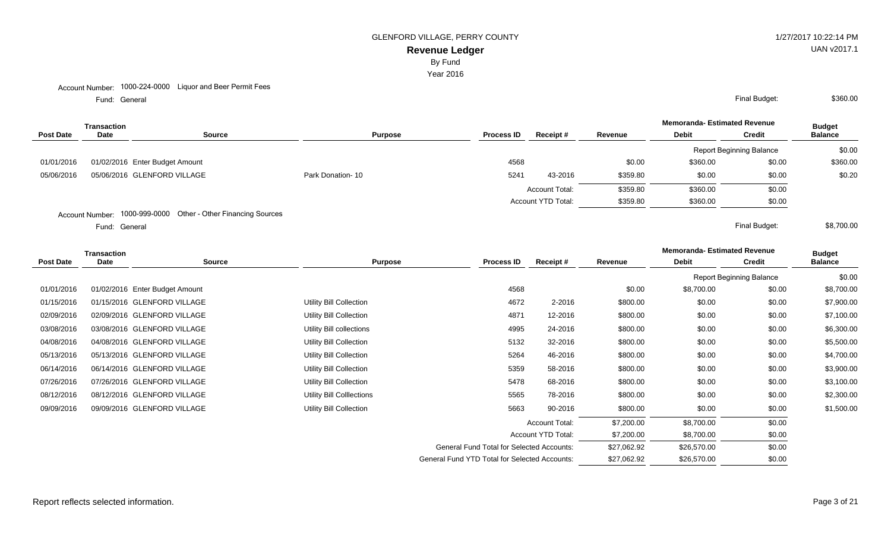GLENFORD VILLAGE, PERRY COUNTY

**Revenue Ledger**

By Fund

Year 2016

1/27/2017 10:22:14 PM

UAN v2017.1

Account Number: 1000-224-0000 Liquor and Beer Permit Fees

Fund: General

Final Budget: $360.00

| Post Date | Transaction Date | Source | Purpose | Process ID | Receipt # | Revenue | Memoranda- Estimated Revenue Debit | Memoranda- Estimated Revenue Credit | Budget Balance |
|---|---|---|---|---|---|---|---|---|---|
| | | | | | | | Report Beginning Balance | | $0.00 |
| 01/01/2016 | 01/02/2016 | Enter Budget Amount | | 4568 | | $0.00 | $360.00 | $0.00 | $360.00 |
| 05/06/2016 | 05/06/2016 | GLENFORD VILLAGE | Park Donation- 10 | 5241 | 43-2016 | $359.80 | $0.00 | $0.00 | $0.20 |
| | | | | | Account Total: | $359.80 | $360.00 | $0.00 | |
| | | | | | Account YTD Total: | $359.80 | $360.00 | $0.00 | |

Account Number: 1000-999-0000 Other - Other Financing Sources

Fund: General

Final Budget: $8,700.00

| Post Date | Transaction Date | Source | Purpose | Process ID | Receipt # | Revenue | Memoranda- Estimated Revenue Debit | Memoranda- Estimated Revenue Credit | Budget Balance |
|---|---|---|---|---|---|---|---|---|---|
| | | | | | | | Report Beginning Balance | | $0.00 |
| 01/01/2016 | 01/02/2016 | Enter Budget Amount | | 4568 | | $0.00 | $8,700.00 | $0.00 | $8,700.00 |
| 01/15/2016 | 01/15/2016 | GLENFORD VILLAGE | Utility Bill Collection | 4672 | 2-2016 | $800.00 | $0.00 | $0.00 | $7,900.00 |
| 02/09/2016 | 02/09/2016 | GLENFORD VILLAGE | Utility Bill Collection | 4871 | 12-2016 | $800.00 | $0.00 | $0.00 | $7,100.00 |
| 03/08/2016 | 03/08/2016 | GLENFORD VILLAGE | Utility Bill collections | 4995 | 24-2016 | $800.00 | $0.00 | $0.00 | $6,300.00 |
| 04/08/2016 | 04/08/2016 | GLENFORD VILLAGE | Utility Bill Collection | 5132 | 32-2016 | $800.00 | $0.00 | $0.00 | $5,500.00 |
| 05/13/2016 | 05/13/2016 | GLENFORD VILLAGE | Utility Bill Collection | 5264 | 46-2016 | $800.00 | $0.00 | $0.00 | $4,700.00 |
| 06/14/2016 | 06/14/2016 | GLENFORD VILLAGE | Utility Bill Collection | 5359 | 58-2016 | $800.00 | $0.00 | $0.00 | $3,900.00 |
| 07/26/2016 | 07/26/2016 | GLENFORD VILLAGE | Utility Bill Collection | 5478 | 68-2016 | $800.00 | $0.00 | $0.00 | $3,100.00 |
| 08/12/2016 | 08/12/2016 | GLENFORD VILLAGE | Utility Bill Colllections | 5565 | 78-2016 | $800.00 | $0.00 | $0.00 | $2,300.00 |
| 09/09/2016 | 09/09/2016 | GLENFORD VILLAGE | Utility Bill Collection | 5663 | 90-2016 | $800.00 | $0.00 | $0.00 | $1,500.00 |
| | | | | | Account Total: | $7,200.00 | $8,700.00 | $0.00 | |
| | | | | | Account YTD Total: | $7,200.00 | $8,700.00 | $0.00 | |
| | | | General Fund Total for Selected Accounts: | | | $27,062.92 | $26,570.00 | $0.00 | |
| | | | General Fund YTD Total for Selected Accounts: | | | $27,062.92 | $26,570.00 | $0.00 | |

Report reflects selected information.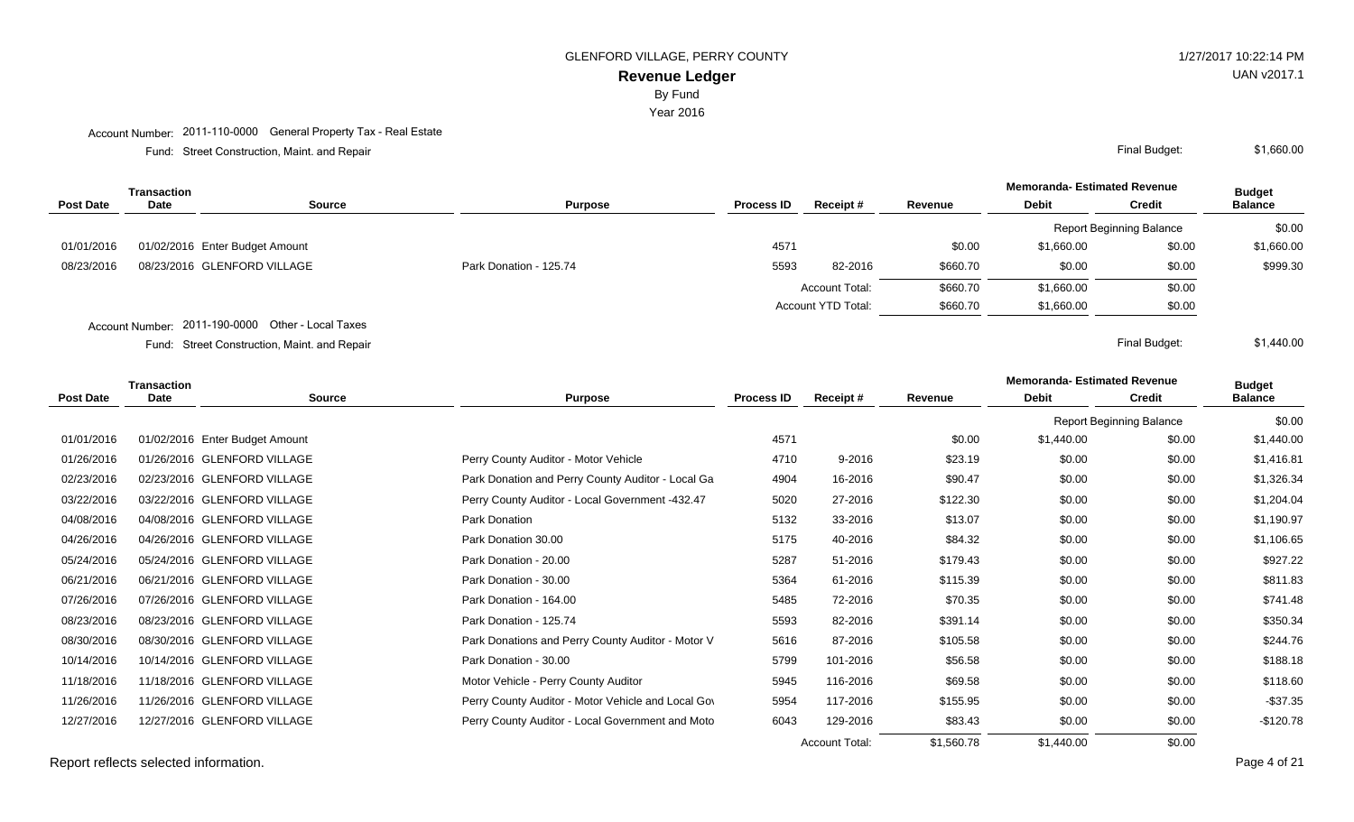GLENFORD VILLAGE, PERRY COUNTY

1/27/2017 10:22:14 PM

# Revenue Ledger

UAN v2017.1

By Fund

Year 2016

Account Number: 2011-110-0000 General Property Tax - Real Estate

Fund: Street Construction, Maint. and Repair

Final Budget: $1,660.00

| Post Date | Transaction Date | Source | Purpose | Process ID | Receipt # | Revenue | Memoranda- Estimated Revenue Debit | Memoranda- Estimated Revenue Credit | Budget Balance |
|---|---|---|---|---|---|---|---|---|---|
| | | | | | | | Report Beginning Balance | | $0.00 |
| 01/01/2016 | 01/02/2016 | Enter Budget Amount | | 4571 | | $0.00 | $1,660.00 | $0.00 | $1,660.00 |
| 08/23/2016 | 08/23/2016 | GLENFORD VILLAGE | Park Donation - 125.74 | 5593 | 82-2016 | $660.70 | $0.00 | $0.00 | $999.30 |
| | | | | | Account Total: | $660.70 | $1,660.00 | $0.00 | |
| | | | | | Account YTD Total: | $660.70 | $1,660.00 | $0.00 | |

Account Number: 2011-190-0000 Other - Local Taxes

Fund: Street Construction, Maint. and Repair

Final Budget: $1,440.00

| Post Date | Transaction Date | Source | Purpose | Process ID | Receipt # | Revenue | Memoranda- Estimated Revenue Debit | Memoranda- Estimated Revenue Credit | Budget Balance |
|---|---|---|---|---|---|---|---|---|---|
| | | | | | | | Report Beginning Balance | | $0.00 |
| 01/01/2016 | 01/02/2016 | Enter Budget Amount | | 4571 | | $0.00 | $1,440.00 | $0.00 | $1,440.00 |
| 01/26/2016 | 01/26/2016 | GLENFORD VILLAGE | Perry County Auditor - Motor Vehicle | 4710 | 9-2016 | $23.19 | $0.00 | $0.00 | $1,416.81 |
| 02/23/2016 | 02/23/2016 | GLENFORD VILLAGE | Park Donation and Perry County Auditor - Local Ga | 4904 | 16-2016 | $90.47 | $0.00 | $0.00 | $1,326.34 |
| 03/22/2016 | 03/22/2016 | GLENFORD VILLAGE | Perry County Auditor - Local Government -432.47 | 5020 | 27-2016 | $122.30 | $0.00 | $0.00 | $1,204.04 |
| 04/08/2016 | 04/08/2016 | GLENFORD VILLAGE | Park Donation | 5132 | 33-2016 | $13.07 | $0.00 | $0.00 | $1,190.97 |
| 04/26/2016 | 04/26/2016 | GLENFORD VILLAGE | Park Donation 30.00 | 5175 | 40-2016 | $84.32 | $0.00 | $0.00 | $1,106.65 |
| 05/24/2016 | 05/24/2016 | GLENFORD VILLAGE | Park Donation - 20.00 | 5287 | 51-2016 | $179.43 | $0.00 | $0.00 | $927.22 |
| 06/21/2016 | 06/21/2016 | GLENFORD VILLAGE | Park Donation - 30.00 | 5364 | 61-2016 | $115.39 | $0.00 | $0.00 | $811.83 |
| 07/26/2016 | 07/26/2016 | GLENFORD VILLAGE | Park Donation - 164.00 | 5485 | 72-2016 | $70.35 | $0.00 | $0.00 | $741.48 |
| 08/23/2016 | 08/23/2016 | GLENFORD VILLAGE | Park Donation - 125.74 | 5593 | 82-2016 | $391.14 | $0.00 | $0.00 | $350.34 |
| 08/30/2016 | 08/30/2016 | GLENFORD VILLAGE | Park Donations and Perry County Auditor - Motor V | 5616 | 87-2016 | $105.58 | $0.00 | $0.00 | $244.76 |
| 10/14/2016 | 10/14/2016 | GLENFORD VILLAGE | Park Donation - 30.00 | 5799 | 101-2016 | $56.58 | $0.00 | $0.00 | $188.18 |
| 11/18/2016 | 11/18/2016 | GLENFORD VILLAGE | Motor Vehicle - Perry County Auditor | 5945 | 116-2016 | $69.58 | $0.00 | $0.00 | $118.60 |
| 11/26/2016 | 11/26/2016 | GLENFORD VILLAGE | Perry County Auditor - Motor Vehicle and Local Gov | 5954 | 117-2016 | $155.95 | $0.00 | $0.00 | -$37.35 |
| 12/27/2016 | 12/27/2016 | GLENFORD VILLAGE | Perry County Auditor - Local Government and Moto | 6043 | 129-2016 | $83.43 | $0.00 | $0.00 | -$120.78 |
| | | | | | Account Total: | $1,560.78 | $1,440.00 | $0.00 | |

Report reflects selected information.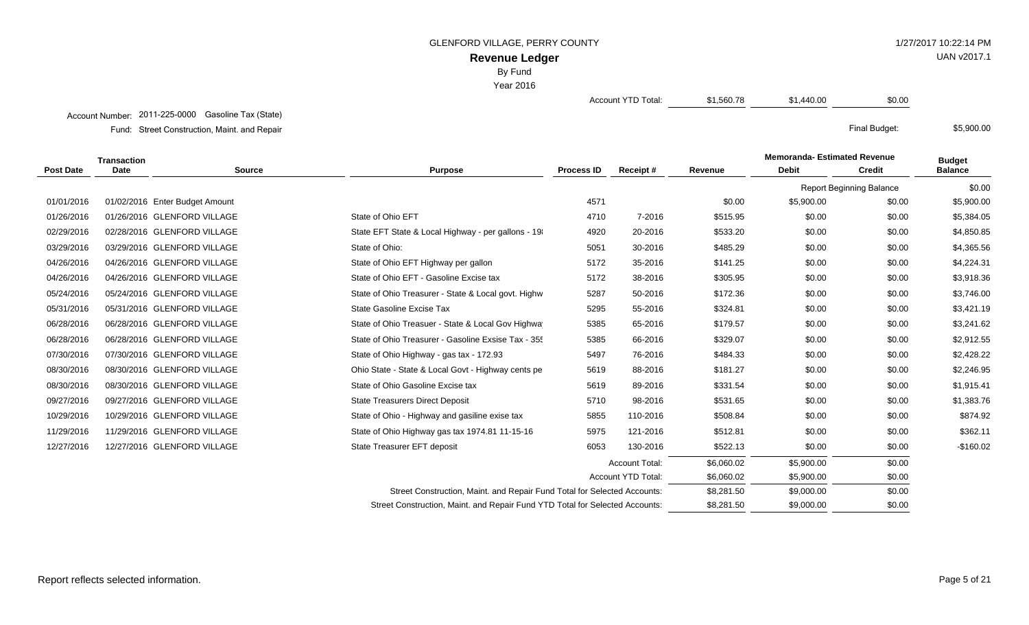GLENFORD VILLAGE, PERRY COUNTY

1/27/2017 10:22:14 PM

UAN v2017.1

# Revenue Ledger

By Fund

Year 2016

| | | | | |
|---|---|---|---|---|
| Account YTD Total: | $1,560.78 | $1,440.00 | $0.00 | |

Account Number: 2011-225-0000 Gasoline Tax (State)

Fund: Street Construction, Maint. and Repair

Final Budget: $5,900.00

| Post Date | Transaction Date | Source | Purpose | Process ID | Receipt # | Revenue | Memoranda- Estimated Revenue Debit | Memoranda- Estimated Revenue Credit | Budget Balance |
|---|---|---|---|---|---|---|---|---|---|
| | | | | | | | Report Beginning Balance | | $0.00 |
| 01/01/2016 | 01/02/2016 | Enter Budget Amount | | 4571 | | $0.00 | $5,900.00 | $0.00 | $5,900.00 |
| 01/26/2016 | 01/26/2016 | GLENFORD VILLAGE | State of Ohio EFT | 4710 | 7-2016 | $515.95 | $0.00 | $0.00 | $5,384.05 |
| 02/29/2016 | 02/28/2016 | GLENFORD VILLAGE | State EFT State & Local Highway - per gallons - 19 | 4920 | 20-2016 | $533.20 | $0.00 | $0.00 | $4,850.85 |
| 03/29/2016 | 03/29/2016 | GLENFORD VILLAGE | State of Ohio: | 5051 | 30-2016 | $485.29 | $0.00 | $0.00 | $4,365.56 |
| 04/26/2016 | 04/26/2016 | GLENFORD VILLAGE | State of Ohio EFT Highway per gallon | 5172 | 35-2016 | $141.25 | $0.00 | $0.00 | $4,224.31 |
| 04/26/2016 | 04/26/2016 | GLENFORD VILLAGE | State of Ohio EFT - Gasoline Excise tax | 5172 | 38-2016 | $305.95 | $0.00 | $0.00 | $3,918.36 |
| 05/24/2016 | 05/24/2016 | GLENFORD VILLAGE | State of Ohio Treasurer - State & Local govt. Highw | 5287 | 50-2016 | $172.36 | $0.00 | $0.00 | $3,746.00 |
| 05/31/2016 | 05/31/2016 | GLENFORD VILLAGE | State Gasoline Excise Tax | 5295 | 55-2016 | $324.81 | $0.00 | $0.00 | $3,421.19 |
| 06/28/2016 | 06/28/2016 | GLENFORD VILLAGE | State of Ohio Treasuer - State & Local Gov Highwa | 5385 | 65-2016 | $179.57 | $0.00 | $0.00 | $3,241.62 |
| 06/28/2016 | 06/28/2016 | GLENFORD VILLAGE | State of Ohio Treasurer - Gasoline Exsise Tax - 35 | 5385 | 66-2016 | $329.07 | $0.00 | $0.00 | $2,912.55 |
| 07/30/2016 | 07/30/2016 | GLENFORD VILLAGE | State of Ohio Highway - gas tax - 172.93 | 5497 | 76-2016 | $484.33 | $0.00 | $0.00 | $2,428.22 |
| 08/30/2016 | 08/30/2016 | GLENFORD VILLAGE | Ohio State - State & Local Govt - Highway cents pe | 5619 | 88-2016 | $181.27 | $0.00 | $0.00 | $2,246.95 |
| 08/30/2016 | 08/30/2016 | GLENFORD VILLAGE | State of Ohio Gasoline Excise tax | 5619 | 89-2016 | $331.54 | $0.00 | $0.00 | $1,915.41 |
| 09/27/2016 | 09/27/2016 | GLENFORD VILLAGE | State Treasurers Direct Deposit | 5710 | 98-2016 | $531.65 | $0.00 | $0.00 | $1,383.76 |
| 10/29/2016 | 10/29/2016 | GLENFORD VILLAGE | State of Ohio - Highway and gasiline exise tax | 5855 | 110-2016 | $508.84 | $0.00 | $0.00 | $874.92 |
| 11/29/2016 | 11/29/2016 | GLENFORD VILLAGE | State of Ohio Highway gas tax 1974.81 11-15-16 | 5975 | 121-2016 | $512.81 | $0.00 | $0.00 | $362.11 |
| 12/27/2016 | 12/27/2016 | GLENFORD VILLAGE | State Treasurer EFT deposit | 6053 | 130-2016 | $522.13 | $0.00 | $0.00 | -$160.02 |
| | | | | | Account Total: | $6,060.02 | $5,900.00 | $0.00 | |
| | | | | | Account YTD Total: | $6,060.02 | $5,900.00 | $0.00 | |
| | | | Street Construction, Maint. and Repair Fund Total for Selected Accounts: | | | $8,281.50 | $9,000.00 | $0.00 | |
| | | | Street Construction, Maint. and Repair Fund YTD Total for Selected Accounts: | | | $8,281.50 | $9,000.00 | $0.00 | |

Report reflects selected information.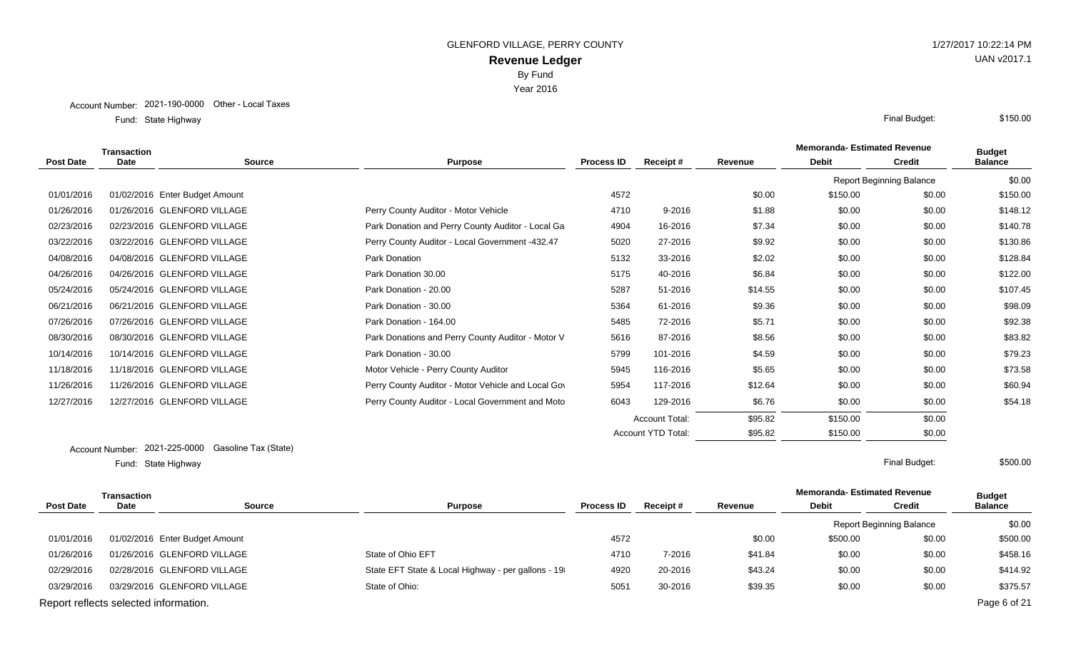GLENFORD VILLAGE, PERRY COUNTY

# Revenue Ledger

By Fund

Year 2016

Account Number: 2021-190-0000 Other - Local Taxes

Fund: State Highway

Final Budget: $150.00

| Post Date | Transaction Date | Source | Purpose | Process ID | Receipt # | Revenue | Memoranda- Estimated Revenue Debit | Memoranda- Estimated Revenue Credit | Budget Balance |
|---|---|---|---|---|---|---|---|---|---|
| | | | | | | | Report Beginning Balance | | $0.00 |
| 01/01/2016 | 01/02/2016 | Enter Budget Amount | | 4572 | | $0.00 | $150.00 | $0.00 | $150.00 |
| 01/26/2016 | 01/26/2016 | GLENFORD VILLAGE | Perry County Auditor - Motor Vehicle | 4710 | 9-2016 | $1.88 | $0.00 | $0.00 | $148.12 |
| 02/23/2016 | 02/23/2016 | GLENFORD VILLAGE | Park Donation and Perry County Auditor - Local Ga | 4904 | 16-2016 | $7.34 | $0.00 | $0.00 | $140.78 |
| 03/22/2016 | 03/22/2016 | GLENFORD VILLAGE | Perry County Auditor - Local Government -432.47 | 5020 | 27-2016 | $9.92 | $0.00 | $0.00 | $130.86 |
| 04/08/2016 | 04/08/2016 | GLENFORD VILLAGE | Park Donation | 5132 | 33-2016 | $2.02 | $0.00 | $0.00 | $128.84 |
| 04/26/2016 | 04/26/2016 | GLENFORD VILLAGE | Park Donation 30.00 | 5175 | 40-2016 | $6.84 | $0.00 | $0.00 | $122.00 |
| 05/24/2016 | 05/24/2016 | GLENFORD VILLAGE | Park Donation - 20.00 | 5287 | 51-2016 | $14.55 | $0.00 | $0.00 | $107.45 |
| 06/21/2016 | 06/21/2016 | GLENFORD VILLAGE | Park Donation - 30.00 | 5364 | 61-2016 | $9.36 | $0.00 | $0.00 | $98.09 |
| 07/26/2016 | 07/26/2016 | GLENFORD VILLAGE | Park Donation - 164.00 | 5485 | 72-2016 | $5.71 | $0.00 | $0.00 | $92.38 |
| 08/30/2016 | 08/30/2016 | GLENFORD VILLAGE | Park Donations and Perry County Auditor - Motor V | 5616 | 87-2016 | $8.56 | $0.00 | $0.00 | $83.82 |
| 10/14/2016 | 10/14/2016 | GLENFORD VILLAGE | Park Donation - 30.00 | 5799 | 101-2016 | $4.59 | $0.00 | $0.00 | $79.23 |
| 11/18/2016 | 11/18/2016 | GLENFORD VILLAGE | Motor Vehicle - Perry County Auditor | 5945 | 116-2016 | $5.65 | $0.00 | $0.00 | $73.58 |
| 11/26/2016 | 11/26/2016 | GLENFORD VILLAGE | Perry County Auditor - Motor Vehicle and Local Gov | 5954 | 117-2016 | $12.64 | $0.00 | $0.00 | $60.94 |
| 12/27/2016 | 12/27/2016 | GLENFORD VILLAGE | Perry County Auditor - Local Government and Moto | 6043 | 129-2016 | $6.76 | $0.00 | $0.00 | $54.18 |
| | | | | | Account Total: | $95.82 | $150.00 | $0.00 | |
| | | | | | Account YTD Total: | $95.82 | $150.00 | $0.00 | |

Account Number: 2021-225-0000 Gasoline Tax (State)

Fund: State Highway

Final Budget: $500.00

| Post Date | Transaction Date | Source | Purpose | Process ID | Receipt # | Revenue | Memoranda- Estimated Revenue Debit | Memoranda- Estimated Revenue Credit | Budget Balance |
|---|---|---|---|---|---|---|---|---|---|
| | | | | | | | Report Beginning Balance | | $0.00 |
| 01/01/2016 | 01/02/2016 | Enter Budget Amount | | 4572 | | $0.00 | $500.00 | $0.00 | $500.00 |
| 01/26/2016 | 01/26/2016 | GLENFORD VILLAGE | State of Ohio EFT | 4710 | 7-2016 | $41.84 | $0.00 | $0.00 | $458.16 |
| 02/29/2016 | 02/28/2016 | GLENFORD VILLAGE | State EFT State & Local Highway - per gallons - 19 | 4920 | 20-2016 | $43.24 | $0.00 | $0.00 | $414.92 |
| 03/29/2016 | 03/29/2016 | GLENFORD VILLAGE | State of Ohio: | 5051 | 30-2016 | $39.35 | $0.00 | $0.00 | $375.57 |

Report reflects selected information.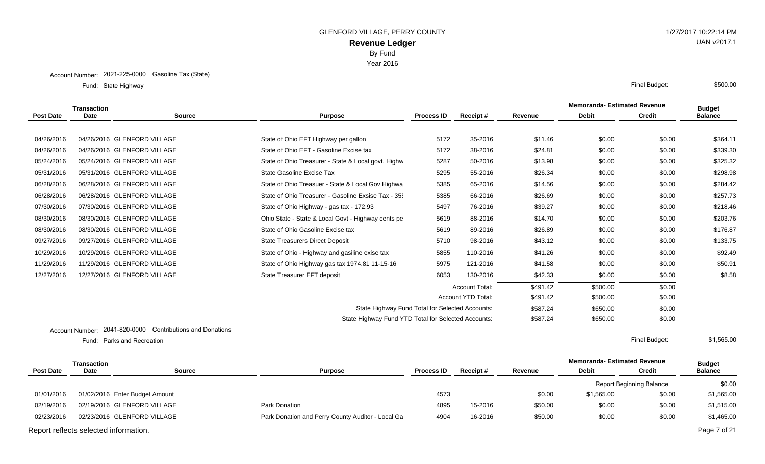GLENFORD VILLAGE, PERRY COUNTY

1/27/2017 10:22:14 PM

UAN v2017.1

# Revenue Ledger

By Fund

Year 2016

Account Number: 2021-225-0000 Gasoline Tax (State)

Fund: State Highway

Final Budget: $500.00

| Post Date | Transaction Date | Source | Purpose | Process ID | Receipt # | Revenue | Memoranda- Estimated Revenue Debit | Memoranda- Estimated Revenue Credit | Budget Balance |
|---|---|---|---|---|---|---|---|---|---|
| 04/26/2016 | 04/26/2016 | GLENFORD VILLAGE | State of Ohio EFT Highway per gallon | 5172 | 35-2016 | $11.46 | $0.00 | $0.00 | $364.11 |
| 04/26/2016 | 04/26/2016 | GLENFORD VILLAGE | State of Ohio EFT - Gasoline Excise tax | 5172 | 38-2016 | $24.81 | $0.00 | $0.00 | $339.30 |
| 05/24/2016 | 05/24/2016 | GLENFORD VILLAGE | State of Ohio Treasurer - State & Local govt. Highw | 5287 | 50-2016 | $13.98 | $0.00 | $0.00 | $325.32 |
| 05/31/2016 | 05/31/2016 | GLENFORD VILLAGE | State Gasoline Excise Tax | 5295 | 55-2016 | $26.34 | $0.00 | $0.00 | $298.98 |
| 06/28/2016 | 06/28/2016 | GLENFORD VILLAGE | State of Ohio Treasuer - State & Local Gov Highwa | 5385 | 65-2016 | $14.56 | $0.00 | $0.00 | $284.42 |
| 06/28/2016 | 06/28/2016 | GLENFORD VILLAGE | State of Ohio Treasurer - Gasoline Exsise Tax - 35! | 5385 | 66-2016 | $26.69 | $0.00 | $0.00 | $257.73 |
| 07/30/2016 | 07/30/2016 | GLENFORD VILLAGE | State of Ohio Highway - gas tax - 172.93 | 5497 | 76-2016 | $39.27 | $0.00 | $0.00 | $218.46 |
| 08/30/2016 | 08/30/2016 | GLENFORD VILLAGE | Ohio State - State & Local Govt - Highway cents pe | 5619 | 88-2016 | $14.70 | $0.00 | $0.00 | $203.76 |
| 08/30/2016 | 08/30/2016 | GLENFORD VILLAGE | State of Ohio Gasoline Excise tax | 5619 | 89-2016 | $26.89 | $0.00 | $0.00 | $176.87 |
| 09/27/2016 | 09/27/2016 | GLENFORD VILLAGE | State Treasurers Direct Deposit | 5710 | 98-2016 | $43.12 | $0.00 | $0.00 | $133.75 |
| 10/29/2016 | 10/29/2016 | GLENFORD VILLAGE | State of Ohio - Highway and gasiline exise tax | 5855 | 110-2016 | $41.26 | $0.00 | $0.00 | $92.49 |
| 11/29/2016 | 11/29/2016 | GLENFORD VILLAGE | State of Ohio Highway gas tax 1974.81 11-15-16 | 5975 | 121-2016 | $41.58 | $0.00 | $0.00 | $50.91 |
| 12/27/2016 | 12/27/2016 | GLENFORD VILLAGE | State Treasurer EFT deposit | 6053 | 130-2016 | $42.33 | $0.00 | $0.00 | $8.58 |
| | | | | | Account Total: | $491.42 | $500.00 | $0.00 | |
| | | | | | Account YTD Total: | $491.42 | $500.00 | $0.00 | |
| | | | State Highway Fund Total for Selected Accounts: | | | $587.24 | $650.00 | $0.00 | |
| | | | State Highway Fund YTD Total for Selected Accounts: | | | $587.24 | $650.00 | $0.00 | |

Account Number: 2041-820-0000 Contributions and Donations

Fund: Parks and Recreation

Final Budget: $1,565.00

| Post Date | Transaction Date | Source | Purpose | Process ID | Receipt # | Revenue | Memoranda- Estimated Revenue Debit | Memoranda- Estimated Revenue Credit | Budget Balance |
|---|---|---|---|---|---|---|---|---|---|
| | | | | | | | Report Beginning Balance | | $0.00 |
| 01/01/2016 | 01/02/2016 | Enter Budget Amount | | 4573 | | $0.00 | $1,565.00 | $0.00 | $1,565.00 |
| 02/19/2016 | 02/19/2016 | GLENFORD VILLAGE | Park Donation | 4895 | 15-2016 | $50.00 | $0.00 | $0.00 | $1,515.00 |
| 02/23/2016 | 02/23/2016 | GLENFORD VILLAGE | Park Donation and Perry County Auditor - Local Ga | 4904 | 16-2016 | $50.00 | $0.00 | $0.00 | $1,465.00 |

Report reflects selected information.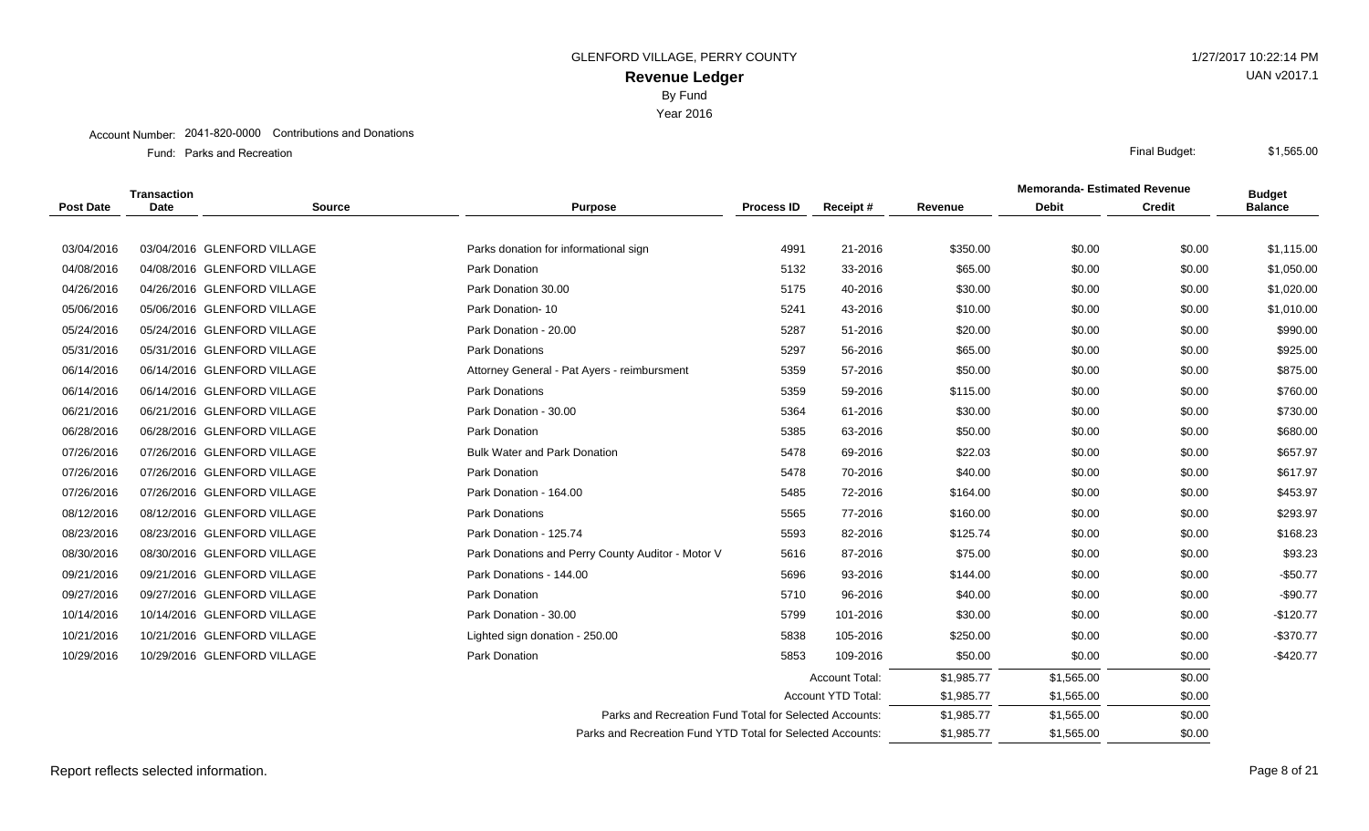GLENFORD VILLAGE, PERRY COUNTY

# Revenue Ledger

By Fund

Year 2016

1/27/2017 10:22:14 PM

UAN v2017.1

Account Number: 2041-820-0000 Contributions and Donations

Fund: Parks and Recreation

Final Budget: $1,565.00

| Post Date | Transaction Date | Source | Purpose | Process ID | Receipt # | Revenue | Memoranda- Estimated Revenue Debit | Memoranda- Estimated Revenue Credit | Budget Balance |
|---|---|---|---|---|---|---|---|---|---|
| 03/04/2016 | 03/04/2016 | GLENFORD VILLAGE | Parks donation for informational sign | 4991 | 21-2016 | $350.00 | $0.00 | $0.00 | $1,115.00 |
| 04/08/2016 | 04/08/2016 | GLENFORD VILLAGE | Park Donation | 5132 | 33-2016 | $65.00 | $0.00 | $0.00 | $1,050.00 |
| 04/26/2016 | 04/26/2016 | GLENFORD VILLAGE | Park Donation 30.00 | 5175 | 40-2016 | $30.00 | $0.00 | $0.00 | $1,020.00 |
| 05/06/2016 | 05/06/2016 | GLENFORD VILLAGE | Park Donation- 10 | 5241 | 43-2016 | $10.00 | $0.00 | $0.00 | $1,010.00 |
| 05/24/2016 | 05/24/2016 | GLENFORD VILLAGE | Park Donation - 20.00 | 5287 | 51-2016 | $20.00 | $0.00 | $0.00 | $990.00 |
| 05/31/2016 | 05/31/2016 | GLENFORD VILLAGE | Park Donations | 5297 | 56-2016 | $65.00 | $0.00 | $0.00 | $925.00 |
| 06/14/2016 | 06/14/2016 | GLENFORD VILLAGE | Attorney General - Pat Ayers - reimbursment | 5359 | 57-2016 | $50.00 | $0.00 | $0.00 | $875.00 |
| 06/14/2016 | 06/14/2016 | GLENFORD VILLAGE | Park Donations | 5359 | 59-2016 | $115.00 | $0.00 | $0.00 | $760.00 |
| 06/21/2016 | 06/21/2016 | GLENFORD VILLAGE | Park Donation - 30.00 | 5364 | 61-2016 | $30.00 | $0.00 | $0.00 | $730.00 |
| 06/28/2016 | 06/28/2016 | GLENFORD VILLAGE | Park Donation | 5385 | 63-2016 | $50.00 | $0.00 | $0.00 | $680.00 |
| 07/26/2016 | 07/26/2016 | GLENFORD VILLAGE | Bulk Water and Park Donation | 5478 | 69-2016 | $22.03 | $0.00 | $0.00 | $657.97 |
| 07/26/2016 | 07/26/2016 | GLENFORD VILLAGE | Park Donation | 5478 | 70-2016 | $40.00 | $0.00 | $0.00 | $617.97 |
| 07/26/2016 | 07/26/2016 | GLENFORD VILLAGE | Park Donation - 164.00 | 5485 | 72-2016 | $164.00 | $0.00 | $0.00 | $453.97 |
| 08/12/2016 | 08/12/2016 | GLENFORD VILLAGE | Park Donations | 5565 | 77-2016 | $160.00 | $0.00 | $0.00 | $293.97 |
| 08/23/2016 | 08/23/2016 | GLENFORD VILLAGE | Park Donation - 125.74 | 5593 | 82-2016 | $125.74 | $0.00 | $0.00 | $168.23 |
| 08/30/2016 | 08/30/2016 | GLENFORD VILLAGE | Park Donations and Perry County Auditor - Motor V | 5616 | 87-2016 | $75.00 | $0.00 | $0.00 | $93.23 |
| 09/21/2016 | 09/21/2016 | GLENFORD VILLAGE | Park Donations - 144.00 | 5696 | 93-2016 | $144.00 | $0.00 | $0.00 | -$50.77 |
| 09/27/2016 | 09/27/2016 | GLENFORD VILLAGE | Park Donation | 5710 | 96-2016 | $40.00 | $0.00 | $0.00 | -$90.77 |
| 10/14/2016 | 10/14/2016 | GLENFORD VILLAGE | Park Donation - 30.00 | 5799 | 101-2016 | $30.00 | $0.00 | $0.00 | -$120.77 |
| 10/21/2016 | 10/21/2016 | GLENFORD VILLAGE | Lighted sign donation - 250.00 | 5838 | 105-2016 | $250.00 | $0.00 | $0.00 | -$370.77 |
| 10/29/2016 | 10/29/2016 | GLENFORD VILLAGE | Park Donation | 5853 | 109-2016 | $50.00 | $0.00 | $0.00 | -$420.77 |
| | | | | | Account Total: | $1,985.77 | $1,565.00 | $0.00 | |
| | | | | | Account YTD Total: | $1,985.77 | $1,565.00 | $0.00 | |
| | | | Parks and Recreation Fund Total for Selected Accounts: | | | $1,985.77 | $1,565.00 | $0.00 | |
| | | | Parks and Recreation Fund YTD Total for Selected Accounts: | | | $1,985.77 | $1,565.00 | $0.00 | |

Report reflects selected information.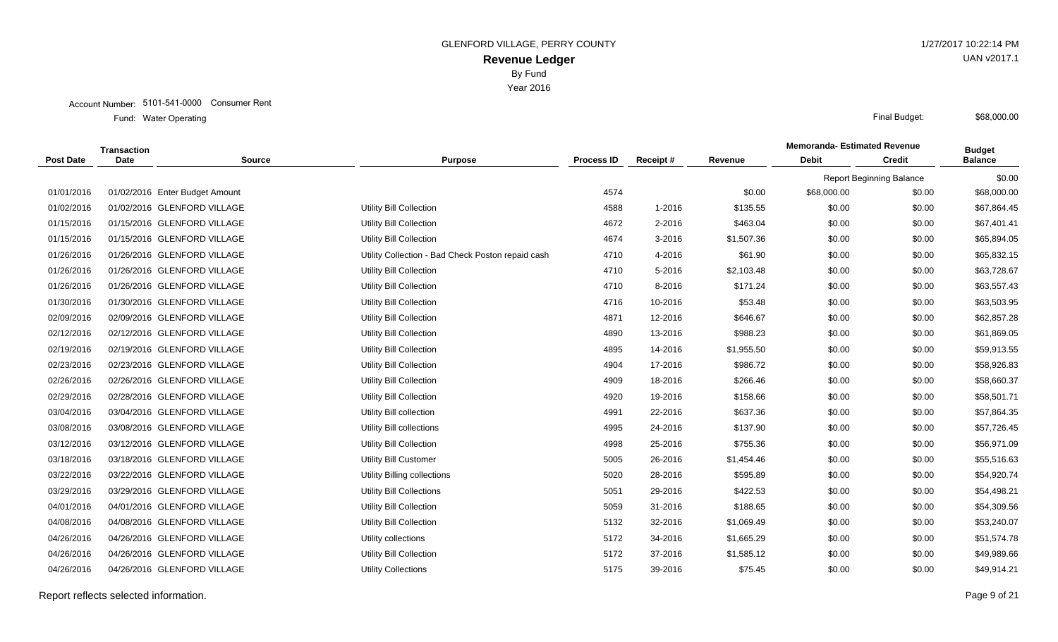GLENFORD VILLAGE, PERRY COUNTY

# Revenue Ledger

By Fund

Year 2016

Account Number: 5101-541-0000 Consumer Rent

Fund: Water Operating

Final Budget: $68,000.00

| Post Date | Transaction Date | Source | Purpose | Process ID | Receipt # | Revenue | Memoranda- Estimated Revenue Debit | Credit | Budget Balance |
|---|---|---|---|---|---|---|---|---|---|
| | | | | | | | Report Beginning Balance | | $0.00 |
| 01/01/2016 | 01/02/2016 | Enter Budget Amount | | 4574 | | $0.00 | $68,000.00 | $0.00 | $68,000.00 |
| 01/02/2016 | 01/02/2016 | GLENFORD VILLAGE | Utility Bill Collection | 4588 | 1-2016 | $135.55 | $0.00 | $0.00 | $67,864.45 |
| 01/15/2016 | 01/15/2016 | GLENFORD VILLAGE | Utility Bill Collection | 4672 | 2-2016 | $463.04 | $0.00 | $0.00 | $67,401.41 |
| 01/15/2016 | 01/15/2016 | GLENFORD VILLAGE | Utility Bill Collection | 4674 | 3-2016 | $1,507.36 | $0.00 | $0.00 | $65,894.05 |
| 01/26/2016 | 01/26/2016 | GLENFORD VILLAGE | Utility Collection - Bad Check Poston repaid cash | 4710 | 4-2016 | $61.90 | $0.00 | $0.00 | $65,832.15 |
| 01/26/2016 | 01/26/2016 | GLENFORD VILLAGE | Utility Bill Collection | 4710 | 5-2016 | $2,103.48 | $0.00 | $0.00 | $63,728.67 |
| 01/26/2016 | 01/26/2016 | GLENFORD VILLAGE | Utility Bill Collection | 4710 | 8-2016 | $171.24 | $0.00 | $0.00 | $63,557.43 |
| 01/30/2016 | 01/30/2016 | GLENFORD VILLAGE | Utility Bill Collection | 4716 | 10-2016 | $53.48 | $0.00 | $0.00 | $63,503.95 |
| 02/09/2016 | 02/09/2016 | GLENFORD VILLAGE | Utility Bill Collection | 4871 | 12-2016 | $646.67 | $0.00 | $0.00 | $62,857.28 |
| 02/12/2016 | 02/12/2016 | GLENFORD VILLAGE | Utility Bill Collection | 4890 | 13-2016 | $988.23 | $0.00 | $0.00 | $61,869.05 |
| 02/19/2016 | 02/19/2016 | GLENFORD VILLAGE | Utility Bill Collection | 4895 | 14-2016 | $1,955.50 | $0.00 | $0.00 | $59,913.55 |
| 02/23/2016 | 02/23/2016 | GLENFORD VILLAGE | Utility Bill Collection | 4904 | 17-2016 | $986.72 | $0.00 | $0.00 | $58,926.83 |
| 02/26/2016 | 02/26/2016 | GLENFORD VILLAGE | Utility Bill Collection | 4909 | 18-2016 | $266.46 | $0.00 | $0.00 | $58,660.37 |
| 02/29/2016 | 02/28/2016 | GLENFORD VILLAGE | Utility Bill Collection | 4920 | 19-2016 | $158.66 | $0.00 | $0.00 | $58,501.71 |
| 03/04/2016 | 03/04/2016 | GLENFORD VILLAGE | Utility Bill collection | 4991 | 22-2016 | $637.36 | $0.00 | $0.00 | $57,864.35 |
| 03/08/2016 | 03/08/2016 | GLENFORD VILLAGE | Utility Bill collections | 4995 | 24-2016 | $137.90 | $0.00 | $0.00 | $57,726.45 |
| 03/12/2016 | 03/12/2016 | GLENFORD VILLAGE | Utility Bill Collection | 4998 | 25-2016 | $755.36 | $0.00 | $0.00 | $56,971.09 |
| 03/18/2016 | 03/18/2016 | GLENFORD VILLAGE | Utility Bill Customer | 5005 | 26-2016 | $1,454.46 | $0.00 | $0.00 | $55,516.63 |
| 03/22/2016 | 03/22/2016 | GLENFORD VILLAGE | Utility Billing collections | 5020 | 28-2016 | $595.89 | $0.00 | $0.00 | $54,920.74 |
| 03/29/2016 | 03/29/2016 | GLENFORD VILLAGE | Utility Bill Collections | 5051 | 29-2016 | $422.53 | $0.00 | $0.00 | $54,498.21 |
| 04/01/2016 | 04/01/2016 | GLENFORD VILLAGE | Utility Bill Collection | 5059 | 31-2016 | $188.65 | $0.00 | $0.00 | $54,309.56 |
| 04/08/2016 | 04/08/2016 | GLENFORD VILLAGE | Utility Bill Collection | 5132 | 32-2016 | $1,069.49 | $0.00 | $0.00 | $53,240.07 |
| 04/26/2016 | 04/26/2016 | GLENFORD VILLAGE | Utility collections | 5172 | 34-2016 | $1,665.29 | $0.00 | $0.00 | $51,574.78 |
| 04/26/2016 | 04/26/2016 | GLENFORD VILLAGE | Utility Bill Collection | 5172 | 37-2016 | $1,585.12 | $0.00 | $0.00 | $49,989.66 |
| 04/26/2016 | 04/26/2016 | GLENFORD VILLAGE | Utility Collections | 5175 | 39-2016 | $75.45 | $0.00 | $0.00 | $49,914.21 |

Report reflects selected information.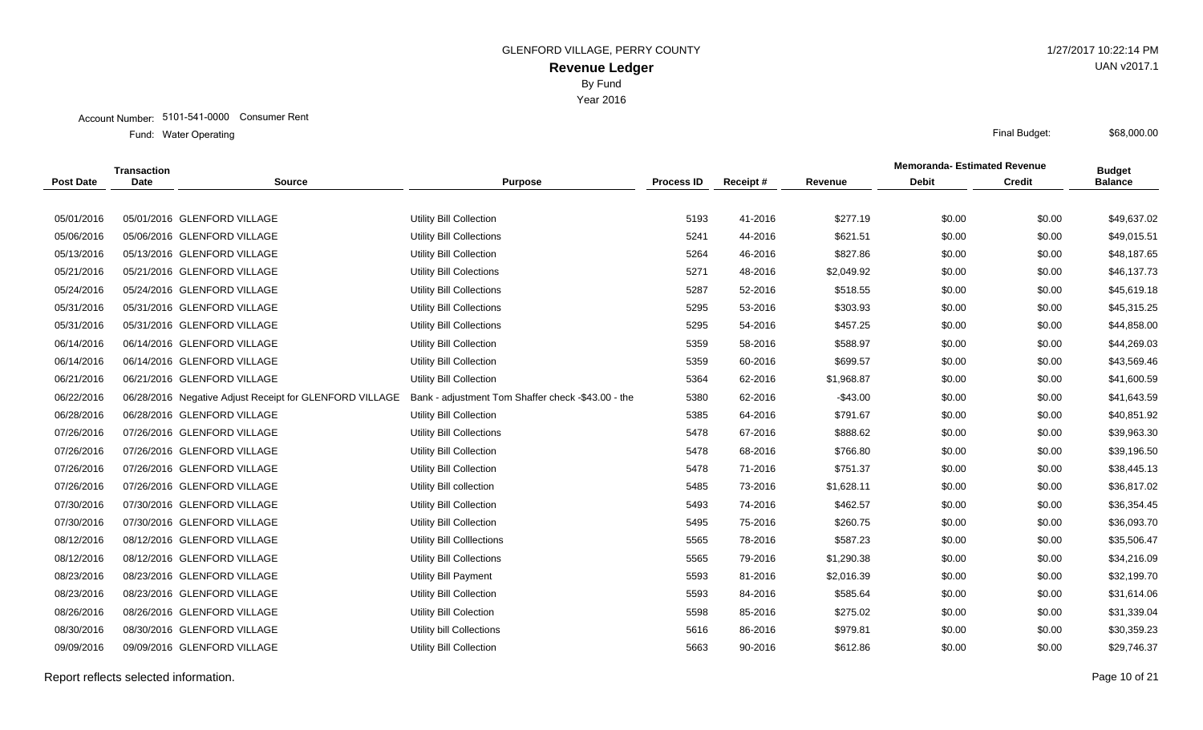GLENFORD VILLAGE, PERRY COUNTY

# Revenue Ledger

By Fund

Year 2016

Account Number: 5101-541-0000 Consumer Rent

Fund: Water Operating

Final Budget: $68,000.00

| Post Date | Transaction Date | Source | Purpose | Process ID | Receipt # | Revenue | Memoranda- Estimated Revenue Debit | Memoranda- Estimated Revenue Credit | Budget Balance |
|---|---|---|---|---|---|---|---|---|---|
| 05/01/2016 | 05/01/2016 | GLENFORD VILLAGE | Utility Bill Collection | 5193 | 41-2016 | $277.19 | $0.00 | $0.00 | $49,637.02 |
| 05/06/2016 | 05/06/2016 | GLENFORD VILLAGE | Utility Bill Collections | 5241 | 44-2016 | $621.51 | $0.00 | $0.00 | $49,015.51 |
| 05/13/2016 | 05/13/2016 | GLENFORD VILLAGE | Utility Bill Collection | 5264 | 46-2016 | $827.86 | $0.00 | $0.00 | $48,187.65 |
| 05/21/2016 | 05/21/2016 | GLENFORD VILLAGE | Utility Bill Colections | 5271 | 48-2016 | $2,049.92 | $0.00 | $0.00 | $46,137.73 |
| 05/24/2016 | 05/24/2016 | GLENFORD VILLAGE | Utility Bill Collections | 5287 | 52-2016 | $518.55 | $0.00 | $0.00 | $45,619.18 |
| 05/31/2016 | 05/31/2016 | GLENFORD VILLAGE | Utility Bill Collections | 5295 | 53-2016 | $303.93 | $0.00 | $0.00 | $45,315.25 |
| 05/31/2016 | 05/31/2016 | GLENFORD VILLAGE | Utility Bill Collections | 5295 | 54-2016 | $457.25 | $0.00 | $0.00 | $44,858.00 |
| 06/14/2016 | 06/14/2016 | GLENFORD VILLAGE | Utility Bill Collection | 5359 | 58-2016 | $588.97 | $0.00 | $0.00 | $44,269.03 |
| 06/14/2016 | 06/14/2016 | GLENFORD VILLAGE | Utility Bill Collection | 5359 | 60-2016 | $699.57 | $0.00 | $0.00 | $43,569.46 |
| 06/21/2016 | 06/21/2016 | GLENFORD VILLAGE | Utility Bill Collection | 5364 | 62-2016 | $1,968.87 | $0.00 | $0.00 | $41,600.59 |
| 06/22/2016 | 06/28/2016 | Negative Adjust Receipt for GLENFORD VILLAGE | Bank - adjustment Tom Shaffer check -$43.00 - the | 5380 | 62-2016 | -$43.00 | $0.00 | $0.00 | $41,643.59 |
| 06/28/2016 | 06/28/2016 | GLENFORD VILLAGE | Utility Bill Collection | 5385 | 64-2016 | $791.67 | $0.00 | $0.00 | $40,851.92 |
| 07/26/2016 | 07/26/2016 | GLENFORD VILLAGE | Utility Bill Collections | 5478 | 67-2016 | $888.62 | $0.00 | $0.00 | $39,963.30 |
| 07/26/2016 | 07/26/2016 | GLENFORD VILLAGE | Utility Bill Collection | 5478 | 68-2016 | $766.80 | $0.00 | $0.00 | $39,196.50 |
| 07/26/2016 | 07/26/2016 | GLENFORD VILLAGE | Utility Bill Collection | 5478 | 71-2016 | $751.37 | $0.00 | $0.00 | $38,445.13 |
| 07/26/2016 | 07/26/2016 | GLENFORD VILLAGE | Utility Bill collection | 5485 | 73-2016 | $1,628.11 | $0.00 | $0.00 | $36,817.02 |
| 07/30/2016 | 07/30/2016 | GLENFORD VILLAGE | Utility Bill Collection | 5493 | 74-2016 | $462.57 | $0.00 | $0.00 | $36,354.45 |
| 07/30/2016 | 07/30/2016 | GLENFORD VILLAGE | Utility Bill Collection | 5495 | 75-2016 | $260.75 | $0.00 | $0.00 | $36,093.70 |
| 08/12/2016 | 08/12/2016 | GLENFORD VILLAGE | Utility Bill Colllections | 5565 | 78-2016 | $587.23 | $0.00 | $0.00 | $35,506.47 |
| 08/12/2016 | 08/12/2016 | GLENFORD VILLAGE | Utility Bill Collections | 5565 | 79-2016 | $1,290.38 | $0.00 | $0.00 | $34,216.09 |
| 08/23/2016 | 08/23/2016 | GLENFORD VILLAGE | Utility Bill Payment | 5593 | 81-2016 | $2,016.39 | $0.00 | $0.00 | $32,199.70 |
| 08/23/2016 | 08/23/2016 | GLENFORD VILLAGE | Utility Bill Collection | 5593 | 84-2016 | $585.64 | $0.00 | $0.00 | $31,614.06 |
| 08/26/2016 | 08/26/2016 | GLENFORD VILLAGE | Utility Bill Colection | 5598 | 85-2016 | $275.02 | $0.00 | $0.00 | $31,339.04 |
| 08/30/2016 | 08/30/2016 | GLENFORD VILLAGE | Utility bill Collections | 5616 | 86-2016 | $979.81 | $0.00 | $0.00 | $30,359.23 |
| 09/09/2016 | 09/09/2016 | GLENFORD VILLAGE | Utility Bill Collection | 5663 | 90-2016 | $612.86 | $0.00 | $0.00 | $29,746.37 |

Report reflects selected information.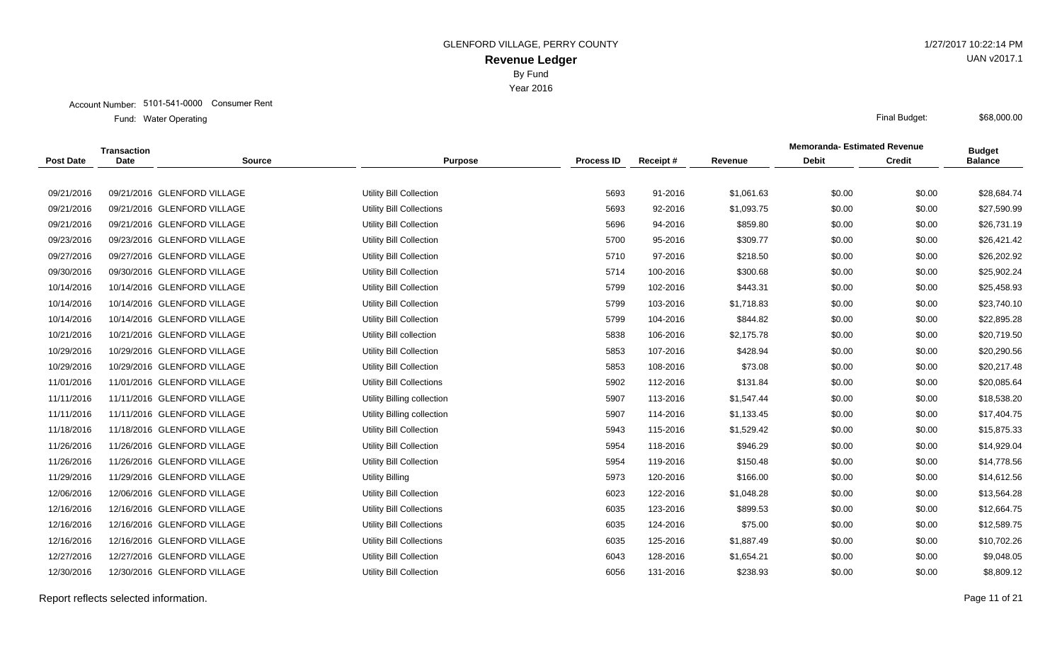GLENFORD VILLAGE, PERRY COUNTY

**Revenue Ledger**

By Fund

Year 2016

1/27/2017 10:22:14 PM

UAN v2017.1

Account Number: 5101-541-0000 Consumer Rent

Fund: Water Operating

Final Budget: $68,000.00

| Post Date | Transaction Date | Source | Purpose | Process ID | Receipt # | Revenue | Memoranda- Estimated Revenue Debit | Memoranda- Estimated Revenue Credit | Budget Balance |
|---|---|---|---|---|---|---|---|---|---|
| 09/21/2016 | 09/21/2016 | GLENFORD VILLAGE | Utility Bill Collection | 5693 | 91-2016 | $1,061.63 | $0.00 | $0.00 | $28,684.74 |
| 09/21/2016 | 09/21/2016 | GLENFORD VILLAGE | Utility Bill Collections | 5693 | 92-2016 | $1,093.75 | $0.00 | $0.00 | $27,590.99 |
| 09/21/2016 | 09/21/2016 | GLENFORD VILLAGE | Utility Bill Collection | 5696 | 94-2016 | $859.80 | $0.00 | $0.00 | $26,731.19 |
| 09/23/2016 | 09/23/2016 | GLENFORD VILLAGE | Utility Bill Collection | 5700 | 95-2016 | $309.77 | $0.00 | $0.00 | $26,421.42 |
| 09/27/2016 | 09/27/2016 | GLENFORD VILLAGE | Utility Bill Collection | 5710 | 97-2016 | $218.50 | $0.00 | $0.00 | $26,202.92 |
| 09/30/2016 | 09/30/2016 | GLENFORD VILLAGE | Utility Bill Collection | 5714 | 100-2016 | $300.68 | $0.00 | $0.00 | $25,902.24 |
| 10/14/2016 | 10/14/2016 | GLENFORD VILLAGE | Utility Bill Collection | 5799 | 102-2016 | $443.31 | $0.00 | $0.00 | $25,458.93 |
| 10/14/2016 | 10/14/2016 | GLENFORD VILLAGE | Utility Bill Collection | 5799 | 103-2016 | $1,718.83 | $0.00 | $0.00 | $23,740.10 |
| 10/14/2016 | 10/14/2016 | GLENFORD VILLAGE | Utility Bill Collection | 5799 | 104-2016 | $844.82 | $0.00 | $0.00 | $22,895.28 |
| 10/21/2016 | 10/21/2016 | GLENFORD VILLAGE | Utility Bill collection | 5838 | 106-2016 | $2,175.78 | $0.00 | $0.00 | $20,719.50 |
| 10/29/2016 | 10/29/2016 | GLENFORD VILLAGE | Utility Bill Collection | 5853 | 107-2016 | $428.94 | $0.00 | $0.00 | $20,290.56 |
| 10/29/2016 | 10/29/2016 | GLENFORD VILLAGE | Utility Bill Collection | 5853 | 108-2016 | $73.08 | $0.00 | $0.00 | $20,217.48 |
| 11/01/2016 | 11/01/2016 | GLENFORD VILLAGE | Utility Bill Collections | 5902 | 112-2016 | $131.84 | $0.00 | $0.00 | $20,085.64 |
| 11/11/2016 | 11/11/2016 | GLENFORD VILLAGE | Utility Billing collection | 5907 | 113-2016 | $1,547.44 | $0.00 | $0.00 | $18,538.20 |
| 11/11/2016 | 11/11/2016 | GLENFORD VILLAGE | Utility Billing collection | 5907 | 114-2016 | $1,133.45 | $0.00 | $0.00 | $17,404.75 |
| 11/18/2016 | 11/18/2016 | GLENFORD VILLAGE | Utility Bill Collection | 5943 | 115-2016 | $1,529.42 | $0.00 | $0.00 | $15,875.33 |
| 11/26/2016 | 11/26/2016 | GLENFORD VILLAGE | Utility Bill Collection | 5954 | 118-2016 | $946.29 | $0.00 | $0.00 | $14,929.04 |
| 11/26/2016 | 11/26/2016 | GLENFORD VILLAGE | Utility Bill Collection | 5954 | 119-2016 | $150.48 | $0.00 | $0.00 | $14,778.56 |
| 11/29/2016 | 11/29/2016 | GLENFORD VILLAGE | Utility Billing | 5973 | 120-2016 | $166.00 | $0.00 | $0.00 | $14,612.56 |
| 12/06/2016 | 12/06/2016 | GLENFORD VILLAGE | Utility Bill Collection | 6023 | 122-2016 | $1,048.28 | $0.00 | $0.00 | $13,564.28 |
| 12/16/2016 | 12/16/2016 | GLENFORD VILLAGE | Utility Bill Collections | 6035 | 123-2016 | $899.53 | $0.00 | $0.00 | $12,664.75 |
| 12/16/2016 | 12/16/2016 | GLENFORD VILLAGE | Utility Bill Collections | 6035 | 124-2016 | $75.00 | $0.00 | $0.00 | $12,589.75 |
| 12/16/2016 | 12/16/2016 | GLENFORD VILLAGE | Utility Bill Collections | 6035 | 125-2016 | $1,887.49 | $0.00 | $0.00 | $10,702.26 |
| 12/27/2016 | 12/27/2016 | GLENFORD VILLAGE | Utility Bill Collection | 6043 | 128-2016 | $1,654.21 | $0.00 | $0.00 | $9,048.05 |
| 12/30/2016 | 12/30/2016 | GLENFORD VILLAGE | Utility Bill Collection | 6056 | 131-2016 | $238.93 | $0.00 | $0.00 | $8,809.12 |

Report reflects selected information.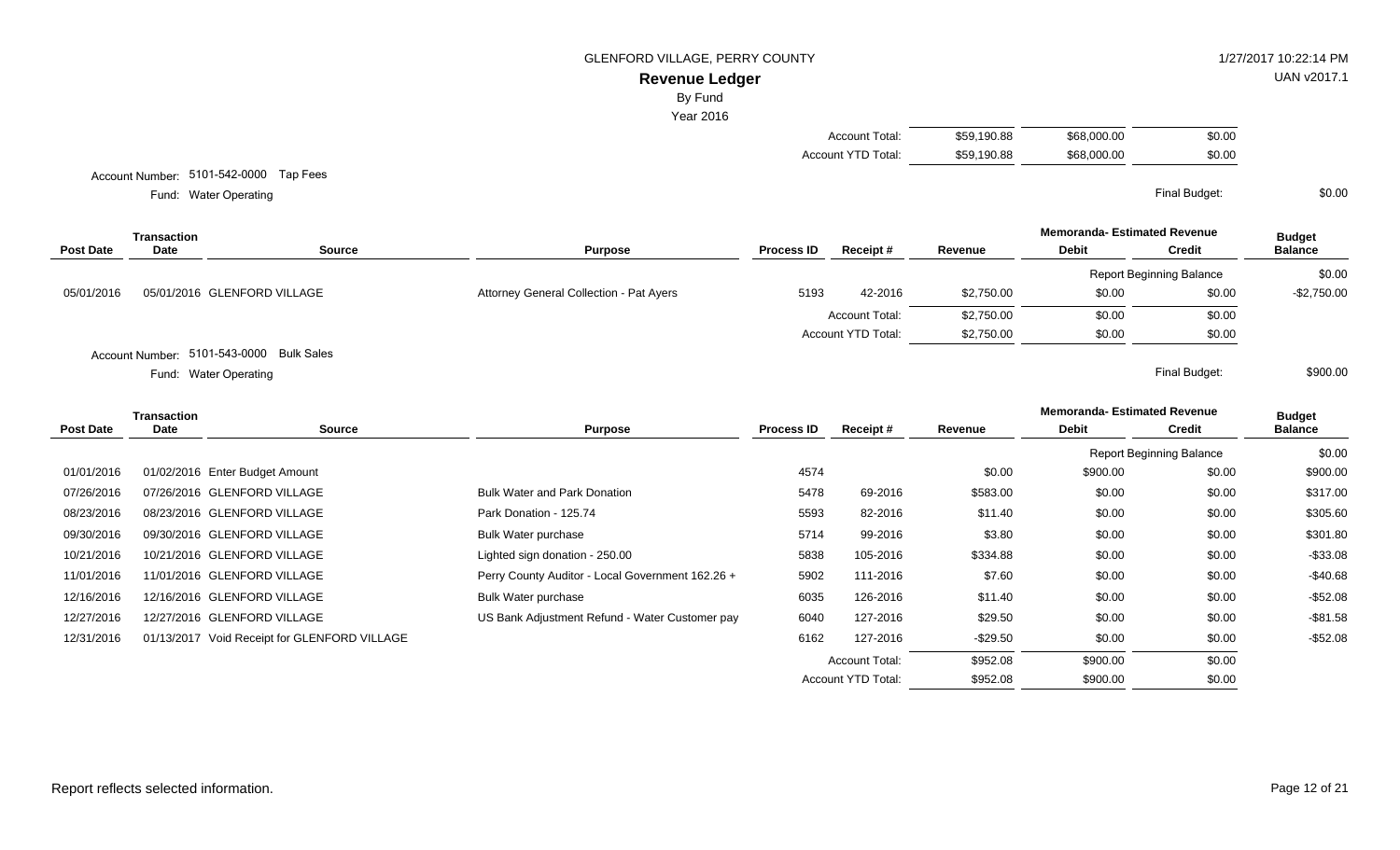GLENFORD VILLAGE, PERRY COUNTY

**Revenue Ledger**

By Fund

Year 2016

| | | | |
|---|---|---|---|
| Account Total: | $59,190.88 | $68,000.00 | $0.00 |
| Account YTD Total: | $59,190.88 | $68,000.00 | $0.00 |

Account Number: 5101-542-0000 Tap Fees

Fund: Water Operating

Final Budget: $0.00

| Post Date | Transaction Date | Source | Purpose | Process ID | Receipt # | Revenue | Memoranda- Estimated Revenue Debit | Credit | Budget Balance |
|---|---|---|---|---|---|---|---|---|---|
| | | | | | | | Report Beginning Balance | | $0.00 |
| 05/01/2016 | 05/01/2016 | GLENFORD VILLAGE | Attorney General Collection - Pat Ayers | 5193 | 42-2016 | $2,750.00 | $0.00 | $0.00 | -$2,750.00 |
| | | | | | Account Total: | $2,750.00 | $0.00 | $0.00 | |
| | | | | | Account YTD Total: | $2,750.00 | $0.00 | $0.00 | |

Account Number: 5101-543-0000 Bulk Sales

Fund: Water Operating

Final Budget: $900.00

| Post Date | Transaction Date | Source | Purpose | Process ID | Receipt # | Revenue | Memoranda- Estimated Revenue Debit | Credit | Budget Balance |
|---|---|---|---|---|---|---|---|---|---|
| | | | | | | | Report Beginning Balance | | $0.00 |
| 01/01/2016 | 01/02/2016 | Enter Budget Amount | | 4574 | | $0.00 | $900.00 | $0.00 | $900.00 |
| 07/26/2016 | 07/26/2016 | GLENFORD VILLAGE | Bulk Water and Park Donation | 5478 | 69-2016 | $583.00 | $0.00 | $0.00 | $317.00 |
| 08/23/2016 | 08/23/2016 | GLENFORD VILLAGE | Park Donation - 125.74 | 5593 | 82-2016 | $11.40 | $0.00 | $0.00 | $305.60 |
| 09/30/2016 | 09/30/2016 | GLENFORD VILLAGE | Bulk Water purchase | 5714 | 99-2016 | $3.80 | $0.00 | $0.00 | $301.80 |
| 10/21/2016 | 10/21/2016 | GLENFORD VILLAGE | Lighted sign donation - 250.00 | 5838 | 105-2016 | $334.88 | $0.00 | $0.00 | -$33.08 |
| 11/01/2016 | 11/01/2016 | GLENFORD VILLAGE | Perry County Auditor - Local Government 162.26 + | 5902 | 111-2016 | $7.60 | $0.00 | $0.00 | -$40.68 |
| 12/16/2016 | 12/16/2016 | GLENFORD VILLAGE | Bulk Water purchase | 6035 | 126-2016 | $11.40 | $0.00 | $0.00 | -$52.08 |
| 12/27/2016 | 12/27/2016 | GLENFORD VILLAGE | US Bank Adjustment Refund - Water Customer pay | 6040 | 127-2016 | $29.50 | $0.00 | $0.00 | -$81.58 |
| 12/31/2016 | 01/13/2017 | Void Receipt for GLENFORD VILLAGE | | 6162 | 127-2016 | -$29.50 | $0.00 | $0.00 | -$52.08 |
| | | | | | Account Total: | $952.08 | $900.00 | $0.00 | |
| | | | | | Account YTD Total: | $952.08 | $900.00 | $0.00 | |

Report reflects selected information.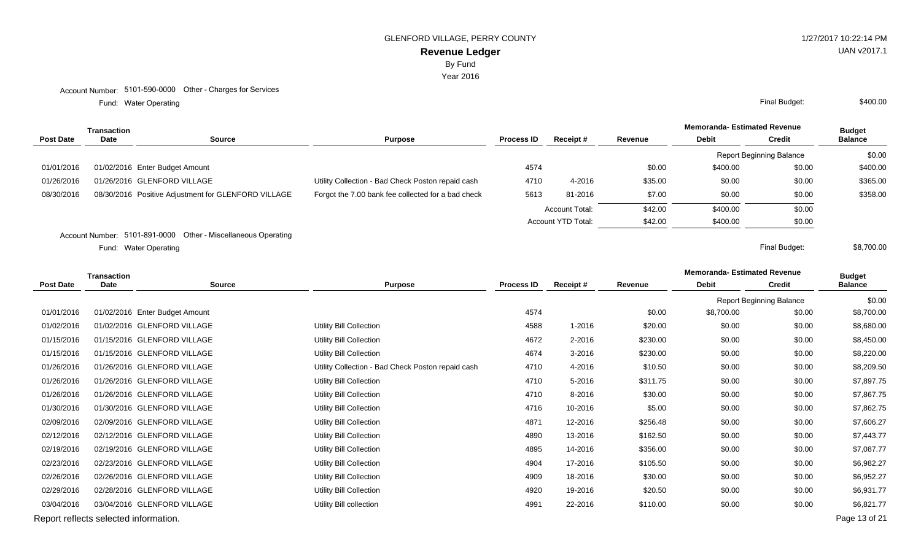GLENFORD VILLAGE, PERRY COUNTY

# Revenue Ledger

By Fund

Year 2016

Account Number: 5101-590-0000 Other - Charges for Services

Fund: Water Operating

Final Budget: $400.00

| Post Date | Transaction Date | Source | Purpose | Process ID | Receipt # | Revenue | Memoranda- Estimated Revenue Debit | Memoranda- Estimated Revenue Credit | Budget Balance |
|---|---|---|---|---|---|---|---|---|---|
| | | | | | | | Report Beginning Balance | | $0.00 |
| 01/01/2016 | 01/02/2016 | Enter Budget Amount | | 4574 | | $0.00 | $400.00 | $0.00 | $400.00 |
| 01/26/2016 | 01/26/2016 | GLENFORD VILLAGE | Utility Collection - Bad Check Poston repaid cash | 4710 | 4-2016 | $35.00 | $0.00 | $0.00 | $365.00 |
| 08/30/2016 | 08/30/2016 | Positive Adjustment for GLENFORD VILLAGE | Forgot the 7.00 bank fee collected for a bad check | 5613 | 81-2016 | $7.00 | $0.00 | $0.00 | $358.00 |
| | | | | | Account Total: | $42.00 | $400.00 | $0.00 | |
| | | | | | Account YTD Total: | $42.00 | $400.00 | $0.00 | |

Account Number: 5101-891-0000 Other - Miscellaneous Operating

Fund: Water Operating

Final Budget: $8,700.00

| Post Date | Transaction Date | Source | Purpose | Process ID | Receipt # | Revenue | Memoranda- Estimated Revenue Debit | Memoranda- Estimated Revenue Credit | Budget Balance |
|---|---|---|---|---|---|---|---|---|---|
| | | | | | | | Report Beginning Balance | | $0.00 |
| 01/01/2016 | 01/02/2016 | Enter Budget Amount | | 4574 | | $0.00 | $8,700.00 | $0.00 | $8,700.00 |
| 01/02/2016 | 01/02/2016 | GLENFORD VILLAGE | Utility Bill Collection | 4588 | 1-2016 | $20.00 | $0.00 | $0.00 | $8,680.00 |
| 01/15/2016 | 01/15/2016 | GLENFORD VILLAGE | Utility Bill Collection | 4672 | 2-2016 | $230.00 | $0.00 | $0.00 | $8,450.00 |
| 01/15/2016 | 01/15/2016 | GLENFORD VILLAGE | Utility Bill Collection | 4674 | 3-2016 | $230.00 | $0.00 | $0.00 | $8,220.00 |
| 01/26/2016 | 01/26/2016 | GLENFORD VILLAGE | Utility Collection - Bad Check Poston repaid cash | 4710 | 4-2016 | $10.50 | $0.00 | $0.00 | $8,209.50 |
| 01/26/2016 | 01/26/2016 | GLENFORD VILLAGE | Utility Bill Collection | 4710 | 5-2016 | $311.75 | $0.00 | $0.00 | $7,897.75 |
| 01/26/2016 | 01/26/2016 | GLENFORD VILLAGE | Utility Bill Collection | 4710 | 8-2016 | $30.00 | $0.00 | $0.00 | $7,867.75 |
| 01/30/2016 | 01/30/2016 | GLENFORD VILLAGE | Utility Bill Collection | 4716 | 10-2016 | $5.00 | $0.00 | $0.00 | $7,862.75 |
| 02/09/2016 | 02/09/2016 | GLENFORD VILLAGE | Utility Bill Collection | 4871 | 12-2016 | $256.48 | $0.00 | $0.00 | $7,606.27 |
| 02/12/2016 | 02/12/2016 | GLENFORD VILLAGE | Utility Bill Collection | 4890 | 13-2016 | $162.50 | $0.00 | $0.00 | $7,443.77 |
| 02/19/2016 | 02/19/2016 | GLENFORD VILLAGE | Utility Bill Collection | 4895 | 14-2016 | $356.00 | $0.00 | $0.00 | $7,087.77 |
| 02/23/2016 | 02/23/2016 | GLENFORD VILLAGE | Utility Bill Collection | 4904 | 17-2016 | $105.50 | $0.00 | $0.00 | $6,982.27 |
| 02/26/2016 | 02/26/2016 | GLENFORD VILLAGE | Utility Bill Collection | 4909 | 18-2016 | $30.00 | $0.00 | $0.00 | $6,952.27 |
| 02/29/2016 | 02/28/2016 | GLENFORD VILLAGE | Utility Bill Collection | 4920 | 19-2016 | $20.50 | $0.00 | $0.00 | $6,931.77 |
| 03/04/2016 | 03/04/2016 | GLENFORD VILLAGE | Utility Bill collection | 4991 | 22-2016 | $110.00 | $0.00 | $0.00 | $6,821.77 |

Report reflects selected information.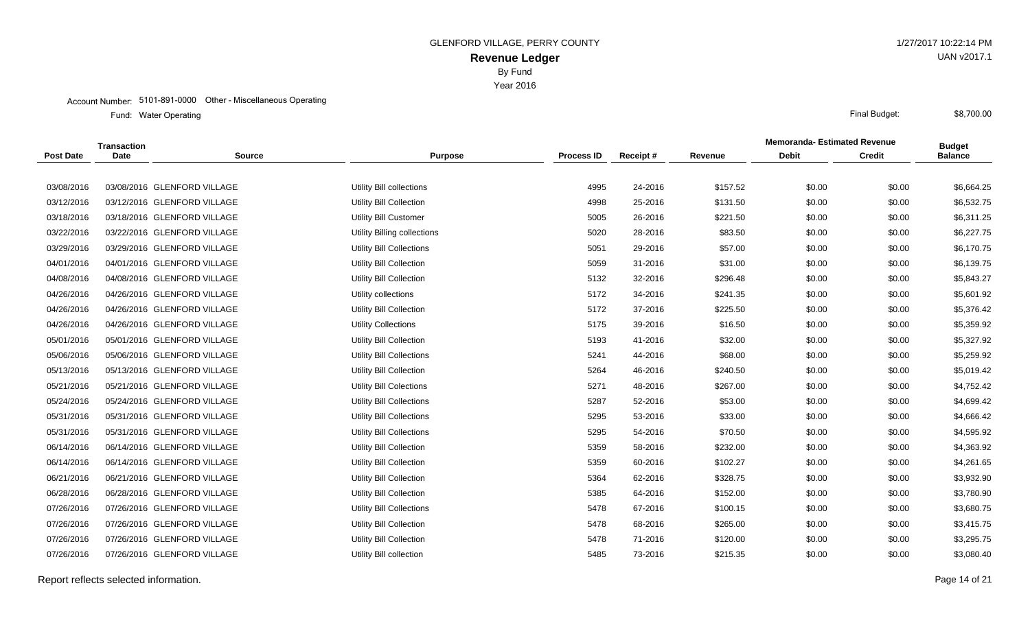GLENFORD VILLAGE, PERRY COUNTY

**Revenue Ledger**

By Fund

Year 2016

1/27/2017 10:22:14 PM

UAN v2017.1

Account Number: 5101-891-0000 Other - Miscellaneous Operating

Fund: Water Operating

Final Budget: $8,700.00

| Post Date | Transaction Date | Source | Purpose | Process ID | Receipt # | Revenue | Memoranda- Estimated Revenue Debit | Memoranda- Estimated Revenue Credit | Budget Balance |
|---|---|---|---|---|---|---|---|---|---|
| 03/08/2016 | 03/08/2016 | GLENFORD VILLAGE | Utility Bill collections | 4995 | 24-2016 | $157.52 | $0.00 | $0.00 | $6,664.25 |
| 03/12/2016 | 03/12/2016 | GLENFORD VILLAGE | Utility Bill Collection | 4998 | 25-2016 | $131.50 | $0.00 | $0.00 | $6,532.75 |
| 03/18/2016 | 03/18/2016 | GLENFORD VILLAGE | Utility Bill Customer | 5005 | 26-2016 | $221.50 | $0.00 | $0.00 | $6,311.25 |
| 03/22/2016 | 03/22/2016 | GLENFORD VILLAGE | Utility Billing collections | 5020 | 28-2016 | $83.50 | $0.00 | $0.00 | $6,227.75 |
| 03/29/2016 | 03/29/2016 | GLENFORD VILLAGE | Utility Bill Collections | 5051 | 29-2016 | $57.00 | $0.00 | $0.00 | $6,170.75 |
| 04/01/2016 | 04/01/2016 | GLENFORD VILLAGE | Utility Bill Collection | 5059 | 31-2016 | $31.00 | $0.00 | $0.00 | $6,139.75 |
| 04/08/2016 | 04/08/2016 | GLENFORD VILLAGE | Utility Bill Collection | 5132 | 32-2016 | $296.48 | $0.00 | $0.00 | $5,843.27 |
| 04/26/2016 | 04/26/2016 | GLENFORD VILLAGE | Utility collections | 5172 | 34-2016 | $241.35 | $0.00 | $0.00 | $5,601.92 |
| 04/26/2016 | 04/26/2016 | GLENFORD VILLAGE | Utility Bill Collection | 5172 | 37-2016 | $225.50 | $0.00 | $0.00 | $5,376.42 |
| 04/26/2016 | 04/26/2016 | GLENFORD VILLAGE | Utility Collections | 5175 | 39-2016 | $16.50 | $0.00 | $0.00 | $5,359.92 |
| 05/01/2016 | 05/01/2016 | GLENFORD VILLAGE | Utility Bill Collection | 5193 | 41-2016 | $32.00 | $0.00 | $0.00 | $5,327.92 |
| 05/06/2016 | 05/06/2016 | GLENFORD VILLAGE | Utility Bill Collections | 5241 | 44-2016 | $68.00 | $0.00 | $0.00 | $5,259.92 |
| 05/13/2016 | 05/13/2016 | GLENFORD VILLAGE | Utility Bill Collection | 5264 | 46-2016 | $240.50 | $0.00 | $0.00 | $5,019.42 |
| 05/21/2016 | 05/21/2016 | GLENFORD VILLAGE | Utility Bill Colections | 5271 | 48-2016 | $267.00 | $0.00 | $0.00 | $4,752.42 |
| 05/24/2016 | 05/24/2016 | GLENFORD VILLAGE | Utility Bill Collections | 5287 | 52-2016 | $53.00 | $0.00 | $0.00 | $4,699.42 |
| 05/31/2016 | 05/31/2016 | GLENFORD VILLAGE | Utility Bill Collections | 5295 | 53-2016 | $33.00 | $0.00 | $0.00 | $4,666.42 |
| 05/31/2016 | 05/31/2016 | GLENFORD VILLAGE | Utility Bill Collections | 5295 | 54-2016 | $70.50 | $0.00 | $0.00 | $4,595.92 |
| 06/14/2016 | 06/14/2016 | GLENFORD VILLAGE | Utility Bill Collection | 5359 | 58-2016 | $232.00 | $0.00 | $0.00 | $4,363.92 |
| 06/14/2016 | 06/14/2016 | GLENFORD VILLAGE | Utility Bill Collection | 5359 | 60-2016 | $102.27 | $0.00 | $0.00 | $4,261.65 |
| 06/21/2016 | 06/21/2016 | GLENFORD VILLAGE | Utility Bill Collection | 5364 | 62-2016 | $328.75 | $0.00 | $0.00 | $3,932.90 |
| 06/28/2016 | 06/28/2016 | GLENFORD VILLAGE | Utility Bill Collection | 5385 | 64-2016 | $152.00 | $0.00 | $0.00 | $3,780.90 |
| 07/26/2016 | 07/26/2016 | GLENFORD VILLAGE | Utility Bill Collections | 5478 | 67-2016 | $100.15 | $0.00 | $0.00 | $3,680.75 |
| 07/26/2016 | 07/26/2016 | GLENFORD VILLAGE | Utility Bill Collection | 5478 | 68-2016 | $265.00 | $0.00 | $0.00 | $3,415.75 |
| 07/26/2016 | 07/26/2016 | GLENFORD VILLAGE | Utility Bill Collection | 5478 | 71-2016 | $120.00 | $0.00 | $0.00 | $3,295.75 |
| 07/26/2016 | 07/26/2016 | GLENFORD VILLAGE | Utility Bill collection | 5485 | 73-2016 | $215.35 | $0.00 | $0.00 | $3,080.40 |

Report reflects selected information.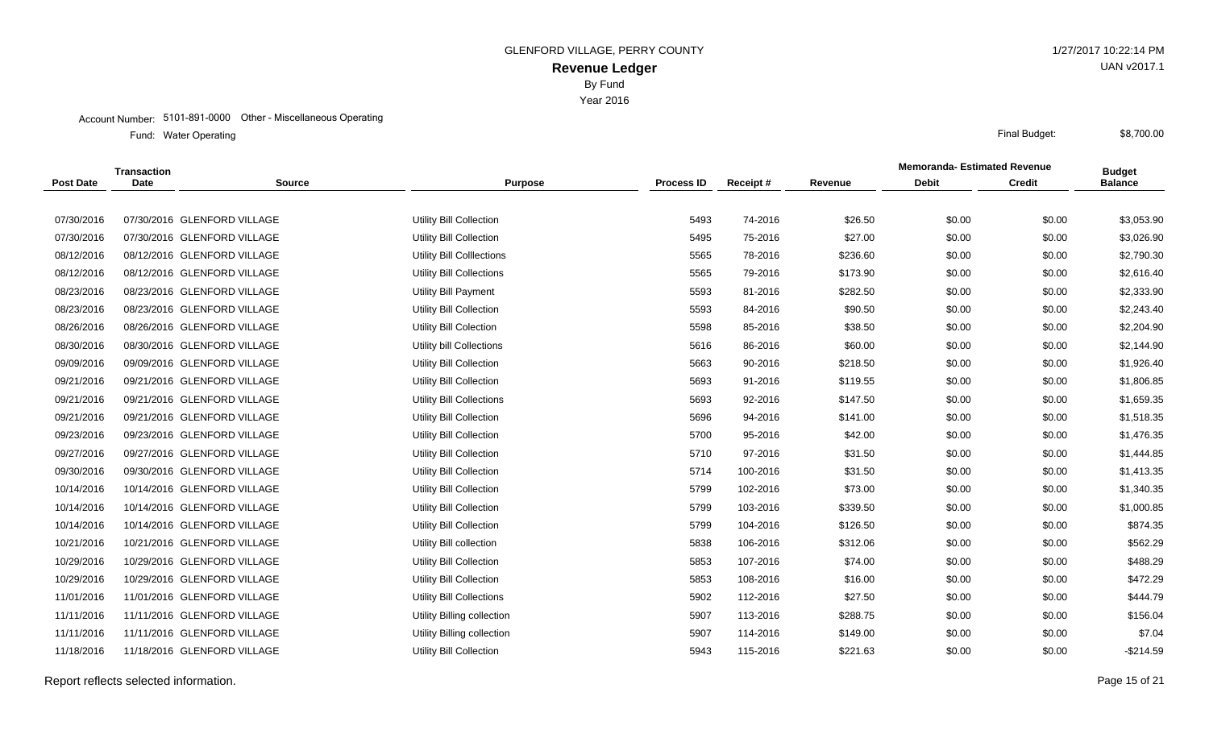GLENFORD VILLAGE, PERRY COUNTY

# Revenue Ledger

By Fund

Year 2016

1/27/2017 10:22:14 PM

UAN v2017.1

Account Number: 5101-891-0000 Other - Miscellaneous Operating

Fund: Water Operating

Final Budget: $8,700.00

| Post Date | Transaction Date | Source | Purpose | Process ID | Receipt # | Revenue | Memoranda- Estimated Revenue Debit | Memoranda- Estimated Revenue Credit | Budget Balance |
|---|---|---|---|---|---|---|---|---|---|
| 07/30/2016 | 07/30/2016 | GLENFORD VILLAGE | Utility Bill Collection | 5493 | 74-2016 | $26.50 | $0.00 | $0.00 | $3,053.90 |
| 07/30/2016 | 07/30/2016 | GLENFORD VILLAGE | Utility Bill Collection | 5495 | 75-2016 | $27.00 | $0.00 | $0.00 | $3,026.90 |
| 08/12/2016 | 08/12/2016 | GLENFORD VILLAGE | Utility Bill Colllections | 5565 | 78-2016 | $236.60 | $0.00 | $0.00 | $2,790.30 |
| 08/12/2016 | 08/12/2016 | GLENFORD VILLAGE | Utility Bill Collections | 5565 | 79-2016 | $173.90 | $0.00 | $0.00 | $2,616.40 |
| 08/23/2016 | 08/23/2016 | GLENFORD VILLAGE | Utility Bill Payment | 5593 | 81-2016 | $282.50 | $0.00 | $0.00 | $2,333.90 |
| 08/23/2016 | 08/23/2016 | GLENFORD VILLAGE | Utility Bill Collection | 5593 | 84-2016 | $90.50 | $0.00 | $0.00 | $2,243.40 |
| 08/26/2016 | 08/26/2016 | GLENFORD VILLAGE | Utility Bill Colection | 5598 | 85-2016 | $38.50 | $0.00 | $0.00 | $2,204.90 |
| 08/30/2016 | 08/30/2016 | GLENFORD VILLAGE | Utility bill Collections | 5616 | 86-2016 | $60.00 | $0.00 | $0.00 | $2,144.90 |
| 09/09/2016 | 09/09/2016 | GLENFORD VILLAGE | Utility Bill Collection | 5663 | 90-2016 | $218.50 | $0.00 | $0.00 | $1,926.40 |
| 09/21/2016 | 09/21/2016 | GLENFORD VILLAGE | Utility Bill Collection | 5693 | 91-2016 | $119.55 | $0.00 | $0.00 | $1,806.85 |
| 09/21/2016 | 09/21/2016 | GLENFORD VILLAGE | Utility Bill Collections | 5693 | 92-2016 | $147.50 | $0.00 | $0.00 | $1,659.35 |
| 09/21/2016 | 09/21/2016 | GLENFORD VILLAGE | Utility Bill Collection | 5696 | 94-2016 | $141.00 | $0.00 | $0.00 | $1,518.35 |
| 09/23/2016 | 09/23/2016 | GLENFORD VILLAGE | Utility Bill Collection | 5700 | 95-2016 | $42.00 | $0.00 | $0.00 | $1,476.35 |
| 09/27/2016 | 09/27/2016 | GLENFORD VILLAGE | Utility Bill Collection | 5710 | 97-2016 | $31.50 | $0.00 | $0.00 | $1,444.85 |
| 09/30/2016 | 09/30/2016 | GLENFORD VILLAGE | Utility Bill Collection | 5714 | 100-2016 | $31.50 | $0.00 | $0.00 | $1,413.35 |
| 10/14/2016 | 10/14/2016 | GLENFORD VILLAGE | Utility Bill Collection | 5799 | 102-2016 | $73.00 | $0.00 | $0.00 | $1,340.35 |
| 10/14/2016 | 10/14/2016 | GLENFORD VILLAGE | Utility Bill Collection | 5799 | 103-2016 | $339.50 | $0.00 | $0.00 | $1,000.85 |
| 10/14/2016 | 10/14/2016 | GLENFORD VILLAGE | Utility Bill Collection | 5799 | 104-2016 | $126.50 | $0.00 | $0.00 | $874.35 |
| 10/21/2016 | 10/21/2016 | GLENFORD VILLAGE | Utility Bill collection | 5838 | 106-2016 | $312.06 | $0.00 | $0.00 | $562.29 |
| 10/29/2016 | 10/29/2016 | GLENFORD VILLAGE | Utility Bill Collection | 5853 | 107-2016 | $74.00 | $0.00 | $0.00 | $488.29 |
| 10/29/2016 | 10/29/2016 | GLENFORD VILLAGE | Utility Bill Collection | 5853 | 108-2016 | $16.00 | $0.00 | $0.00 | $472.29 |
| 11/01/2016 | 11/01/2016 | GLENFORD VILLAGE | Utility Bill Collections | 5902 | 112-2016 | $27.50 | $0.00 | $0.00 | $444.79 |
| 11/11/2016 | 11/11/2016 | GLENFORD VILLAGE | Utility Billing collection | 5907 | 113-2016 | $288.75 | $0.00 | $0.00 | $156.04 |
| 11/11/2016 | 11/11/2016 | GLENFORD VILLAGE | Utility Billing collection | 5907 | 114-2016 | $149.00 | $0.00 | $0.00 | $7.04 |
| 11/18/2016 | 11/18/2016 | GLENFORD VILLAGE | Utility Bill Collection | 5943 | 115-2016 | $221.63 | $0.00 | $0.00 | -$214.59 |

Report reflects selected information.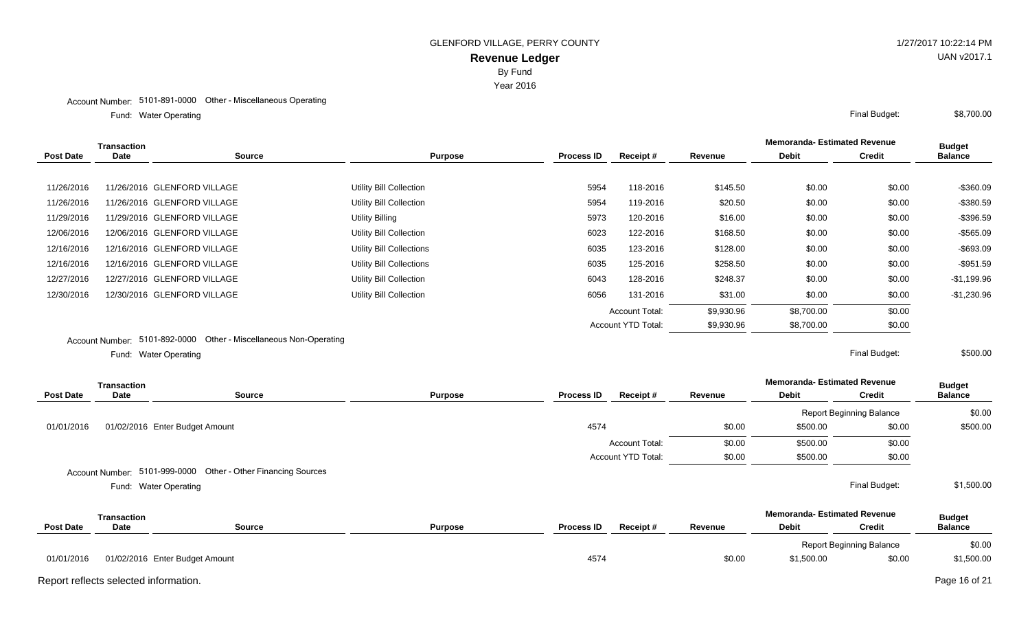GLENFORD VILLAGE, PERRY COUNTY

# Revenue Ledger

By Fund

Year 2016

1/27/2017 10:22:14 PM

UAN v2017.1

Account Number: 5101-891-0000 Other - Miscellaneous Operating

Fund: Water Operating

Final Budget: $8,700.00

| Post Date | Transaction Date | Source | Purpose | Process ID | Receipt # | Revenue | Memoranda- Estimated Revenue Debit | Memoranda- Estimated Revenue Credit | Budget Balance |
|---|---|---|---|---|---|---|---|---|---|
| 11/26/2016 | 11/26/2016 | GLENFORD VILLAGE | Utility Bill Collection | 5954 | 118-2016 | $145.50 | $0.00 | $0.00 | -$360.09 |
| 11/26/2016 | 11/26/2016 | GLENFORD VILLAGE | Utility Bill Collection | 5954 | 119-2016 | $20.50 | $0.00 | $0.00 | -$380.59 |
| 11/29/2016 | 11/29/2016 | GLENFORD VILLAGE | Utility Billing | 5973 | 120-2016 | $16.00 | $0.00 | $0.00 | -$396.59 |
| 12/06/2016 | 12/06/2016 | GLENFORD VILLAGE | Utility Bill Collection | 6023 | 122-2016 | $168.50 | $0.00 | $0.00 | -$565.09 |
| 12/16/2016 | 12/16/2016 | GLENFORD VILLAGE | Utility Bill Collections | 6035 | 123-2016 | $128.00 | $0.00 | $0.00 | -$693.09 |
| 12/16/2016 | 12/16/2016 | GLENFORD VILLAGE | Utility Bill Collections | 6035 | 125-2016 | $258.50 | $0.00 | $0.00 | -$951.59 |
| 12/27/2016 | 12/27/2016 | GLENFORD VILLAGE | Utility Bill Collection | 6043 | 128-2016 | $248.37 | $0.00 | $0.00 | -$1,199.96 |
| 12/30/2016 | 12/30/2016 | GLENFORD VILLAGE | Utility Bill Collection | 6056 | 131-2016 | $31.00 | $0.00 | $0.00 | -$1,230.96 |
| | | | | | Account Total: | $9,930.96 | $8,700.00 | $0.00 | |
| | | | | | Account YTD Total: | $9,930.96 | $8,700.00 | $0.00 | |

Account Number: 5101-892-0000 Other - Miscellaneous Non-Operating

Fund: Water Operating

Final Budget: $500.00

| Post Date | Transaction Date | Source | Purpose | Process ID | Receipt # | Revenue | Memoranda- Estimated Revenue Debit | Memoranda- Estimated Revenue Credit | Budget Balance |
|---|---|---|---|---|---|---|---|---|---|
| | | | | | | | Report Beginning Balance | | $0.00 |
| 01/01/2016 | 01/02/2016 | Enter Budget Amount | | 4574 | | $0.00 | $500.00 | $0.00 | $500.00 |
| | | | | | Account Total: | $0.00 | $500.00 | $0.00 | |
| | | | | | Account YTD Total: | $0.00 | $500.00 | $0.00 | |

Account Number: 5101-999-0000 Other - Other Financing Sources

Fund: Water Operating

Final Budget: $1,500.00

| Post Date | Transaction Date | Source | Purpose | Process ID | Receipt # | Revenue | Memoranda- Estimated Revenue Debit | Memoranda- Estimated Revenue Credit | Budget Balance |
|---|---|---|---|---|---|---|---|---|---|
| | | | | | | | Report Beginning Balance | | $0.00 |
| 01/01/2016 | 01/02/2016 | Enter Budget Amount | | 4574 | | $0.00 | $1,500.00 | $0.00 | $1,500.00 |

Report reflects selected information.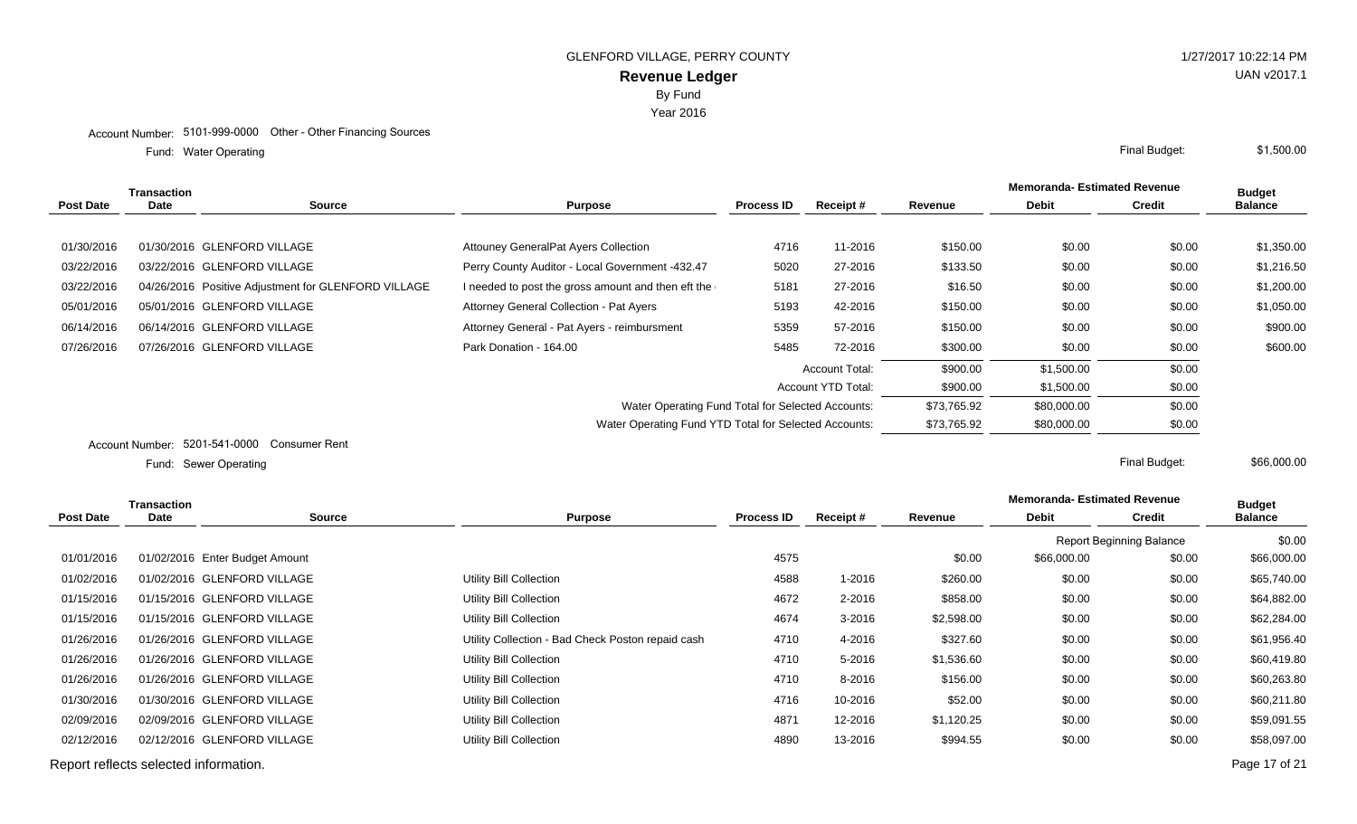GLENFORD VILLAGE, PERRY COUNTY

# Revenue Ledger

By Fund

Year 2016

Account Number: 5101-999-0000 Other - Other Financing Sources

Fund: Water Operating

Final Budget: $1,500.00

| Post Date | Transaction Date | Source | Purpose | Process ID | Receipt # | Revenue | Memoranda- Estimated Revenue Debit | Memoranda- Estimated Revenue Credit | Budget Balance |
|---|---|---|---|---|---|---|---|---|---|
| 01/30/2016 | 01/30/2016 | GLENFORD VILLAGE | Attouney GeneralPat Ayers Collection | 4716 | 11-2016 | $150.00 | $0.00 | $0.00 | $1,350.00 |
| 03/22/2016 | 03/22/2016 | GLENFORD VILLAGE | Perry County Auditor - Local Government -432.47 | 5020 | 27-2016 | $133.50 | $0.00 | $0.00 | $1,216.50 |
| 03/22/2016 | 04/26/2016 | Positive Adjustment for GLENFORD VILLAGE | I needed to post the gross amount and then eft the | 5181 | 27-2016 | $16.50 | $0.00 | $0.00 | $1,200.00 |
| 05/01/2016 | 05/01/2016 | GLENFORD VILLAGE | Attorney General Collection - Pat Ayers | 5193 | 42-2016 | $150.00 | $0.00 | $0.00 | $1,050.00 |
| 06/14/2016 | 06/14/2016 | GLENFORD VILLAGE | Attorney General - Pat Ayers - reimbursment | 5359 | 57-2016 | $150.00 | $0.00 | $0.00 | $900.00 |
| 07/26/2016 | 07/26/2016 | GLENFORD VILLAGE | Park Donation - 164.00 | 5485 | 72-2016 | $300.00 | $0.00 | $0.00 | $600.00 |
| | | | | | Account Total: | $900.00 | $1,500.00 | $0.00 | |
| | | | | | Account YTD Total: | $900.00 | $1,500.00 | $0.00 | |
| | | | Water Operating Fund Total for Selected Accounts: | | | $73,765.92 | $80,000.00 | $0.00 | |
| | | | Water Operating Fund YTD Total for Selected Accounts: | | | $73,765.92 | $80,000.00 | $0.00 | |

Account Number: 5201-541-0000 Consumer Rent

Fund: Sewer Operating

Final Budget: $66,000.00

| Post Date | Transaction Date | Source | Purpose | Process ID | Receipt # | Revenue | Memoranda- Estimated Revenue Debit | Memoranda- Estimated Revenue Credit | Budget Balance |
|---|---|---|---|---|---|---|---|---|---|
| | | | | | | | Report Beginning Balance | | $0.00 |
| 01/01/2016 | 01/02/2016 | Enter Budget Amount | | 4575 | | $0.00 | $66,000.00 | $0.00 | $66,000.00 |
| 01/02/2016 | 01/02/2016 | GLENFORD VILLAGE | Utility Bill Collection | 4588 | 1-2016 | $260.00 | $0.00 | $0.00 | $65,740.00 |
| 01/15/2016 | 01/15/2016 | GLENFORD VILLAGE | Utility Bill Collection | 4672 | 2-2016 | $858.00 | $0.00 | $0.00 | $64,882.00 |
| 01/15/2016 | 01/15/2016 | GLENFORD VILLAGE | Utility Bill Collection | 4674 | 3-2016 | $2,598.00 | $0.00 | $0.00 | $62,284.00 |
| 01/26/2016 | 01/26/2016 | GLENFORD VILLAGE | Utility Collection - Bad Check Poston repaid cash | 4710 | 4-2016 | $327.60 | $0.00 | $0.00 | $61,956.40 |
| 01/26/2016 | 01/26/2016 | GLENFORD VILLAGE | Utility Bill Collection | 4710 | 5-2016 | $1,536.60 | $0.00 | $0.00 | $60,419.80 |
| 01/26/2016 | 01/26/2016 | GLENFORD VILLAGE | Utility Bill Collection | 4710 | 8-2016 | $156.00 | $0.00 | $0.00 | $60,263.80 |
| 01/30/2016 | 01/30/2016 | GLENFORD VILLAGE | Utility Bill Collection | 4716 | 10-2016 | $52.00 | $0.00 | $0.00 | $60,211.80 |
| 02/09/2016 | 02/09/2016 | GLENFORD VILLAGE | Utility Bill Collection | 4871 | 12-2016 | $1,120.25 | $0.00 | $0.00 | $59,091.55 |
| 02/12/2016 | 02/12/2016 | GLENFORD VILLAGE | Utility Bill Collection | 4890 | 13-2016 | $994.55 | $0.00 | $0.00 | $58,097.00 |

Report reflects selected information.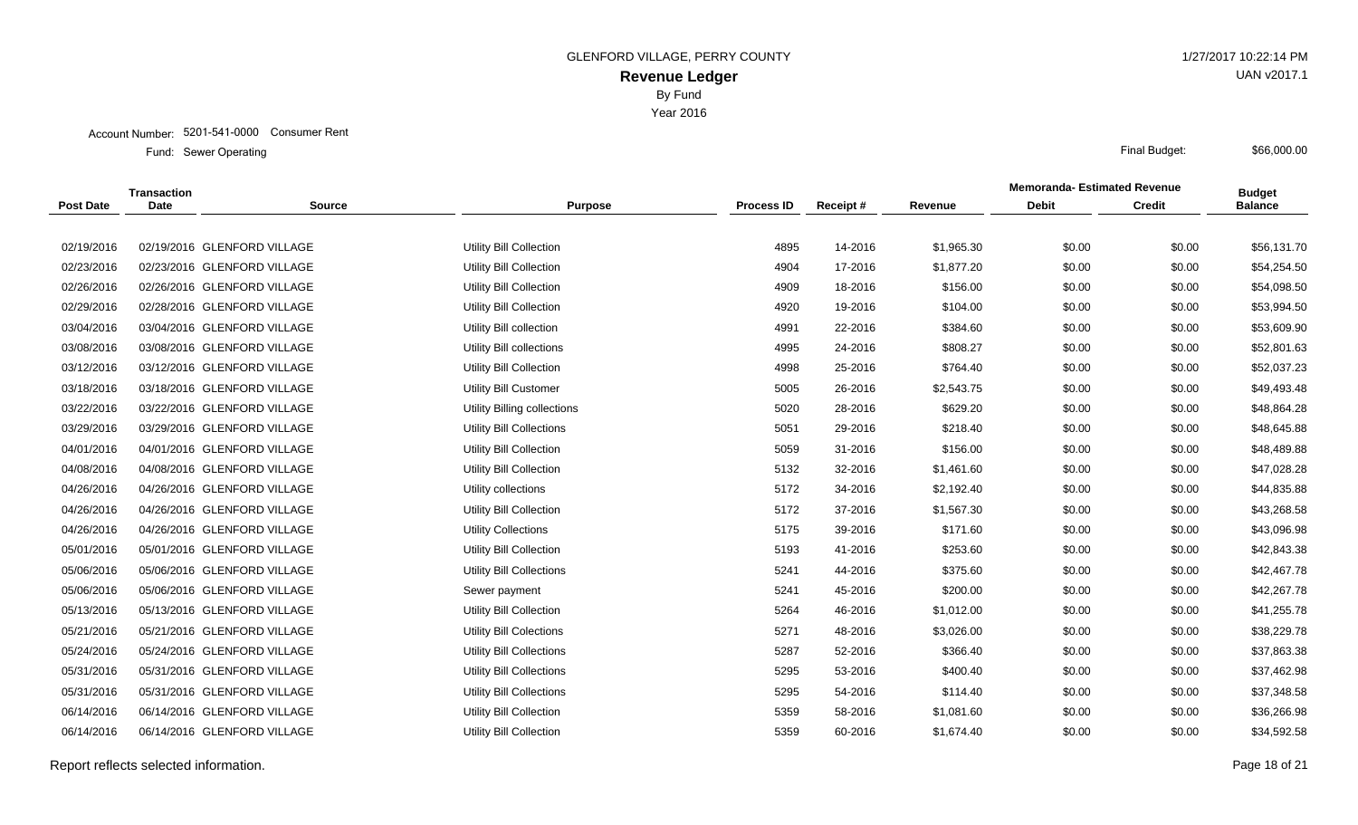GLENFORD VILLAGE, PERRY COUNTY

# Revenue Ledger

By Fund

Year 2016

1/27/2017 10:22:14 PM

UAN v2017.1

Account Number: 5201-541-0000 Consumer Rent

Fund: Sewer Operating

Final Budget: $66,000.00

| Post Date | Transaction Date | Source | Purpose | Process ID | Receipt # | Revenue | Memoranda- Estimated Revenue Debit | Memoranda- Estimated Revenue Credit | Budget Balance |
|---|---|---|---|---|---|---|---|---|---|
| 02/19/2016 | 02/19/2016 | GLENFORD VILLAGE | Utility Bill Collection | 4895 | 14-2016 | $1,965.30 | $0.00 | $0.00 | $56,131.70 |
| 02/23/2016 | 02/23/2016 | GLENFORD VILLAGE | Utility Bill Collection | 4904 | 17-2016 | $1,877.20 | $0.00 | $0.00 | $54,254.50 |
| 02/26/2016 | 02/26/2016 | GLENFORD VILLAGE | Utility Bill Collection | 4909 | 18-2016 | $156.00 | $0.00 | $0.00 | $54,098.50 |
| 02/29/2016 | 02/28/2016 | GLENFORD VILLAGE | Utility Bill Collection | 4920 | 19-2016 | $104.00 | $0.00 | $0.00 | $53,994.50 |
| 03/04/2016 | 03/04/2016 | GLENFORD VILLAGE | Utility Bill collection | 4991 | 22-2016 | $384.60 | $0.00 | $0.00 | $53,609.90 |
| 03/08/2016 | 03/08/2016 | GLENFORD VILLAGE | Utility Bill collections | 4995 | 24-2016 | $808.27 | $0.00 | $0.00 | $52,801.63 |
| 03/12/2016 | 03/12/2016 | GLENFORD VILLAGE | Utility Bill Collection | 4998 | 25-2016 | $764.40 | $0.00 | $0.00 | $52,037.23 |
| 03/18/2016 | 03/18/2016 | GLENFORD VILLAGE | Utility Bill Customer | 5005 | 26-2016 | $2,543.75 | $0.00 | $0.00 | $49,493.48 |
| 03/22/2016 | 03/22/2016 | GLENFORD VILLAGE | Utility Billing collections | 5020 | 28-2016 | $629.20 | $0.00 | $0.00 | $48,864.28 |
| 03/29/2016 | 03/29/2016 | GLENFORD VILLAGE | Utility Bill Collections | 5051 | 29-2016 | $218.40 | $0.00 | $0.00 | $48,645.88 |
| 04/01/2016 | 04/01/2016 | GLENFORD VILLAGE | Utility Bill Collection | 5059 | 31-2016 | $156.00 | $0.00 | $0.00 | $48,489.88 |
| 04/08/2016 | 04/08/2016 | GLENFORD VILLAGE | Utility Bill Collection | 5132 | 32-2016 | $1,461.60 | $0.00 | $0.00 | $47,028.28 |
| 04/26/2016 | 04/26/2016 | GLENFORD VILLAGE | Utility collections | 5172 | 34-2016 | $2,192.40 | $0.00 | $0.00 | $44,835.88 |
| 04/26/2016 | 04/26/2016 | GLENFORD VILLAGE | Utility Bill Collection | 5172 | 37-2016 | $1,567.30 | $0.00 | $0.00 | $43,268.58 |
| 04/26/2016 | 04/26/2016 | GLENFORD VILLAGE | Utility Collections | 5175 | 39-2016 | $171.60 | $0.00 | $0.00 | $43,096.98 |
| 05/01/2016 | 05/01/2016 | GLENFORD VILLAGE | Utility Bill Collection | 5193 | 41-2016 | $253.60 | $0.00 | $0.00 | $42,843.38 |
| 05/06/2016 | 05/06/2016 | GLENFORD VILLAGE | Utility Bill Collections | 5241 | 44-2016 | $375.60 | $0.00 | $0.00 | $42,467.78 |
| 05/06/2016 | 05/06/2016 | GLENFORD VILLAGE | Sewer payment | 5241 | 45-2016 | $200.00 | $0.00 | $0.00 | $42,267.78 |
| 05/13/2016 | 05/13/2016 | GLENFORD VILLAGE | Utility Bill Collection | 5264 | 46-2016 | $1,012.00 | $0.00 | $0.00 | $41,255.78 |
| 05/21/2016 | 05/21/2016 | GLENFORD VILLAGE | Utility Bill Colections | 5271 | 48-2016 | $3,026.00 | $0.00 | $0.00 | $38,229.78 |
| 05/24/2016 | 05/24/2016 | GLENFORD VILLAGE | Utility Bill Collections | 5287 | 52-2016 | $366.40 | $0.00 | $0.00 | $37,863.38 |
| 05/31/2016 | 05/31/2016 | GLENFORD VILLAGE | Utility Bill Collections | 5295 | 53-2016 | $400.40 | $0.00 | $0.00 | $37,462.98 |
| 05/31/2016 | 05/31/2016 | GLENFORD VILLAGE | Utility Bill Collections | 5295 | 54-2016 | $114.40 | $0.00 | $0.00 | $37,348.58 |
| 06/14/2016 | 06/14/2016 | GLENFORD VILLAGE | Utility Bill Collection | 5359 | 58-2016 | $1,081.60 | $0.00 | $0.00 | $36,266.98 |
| 06/14/2016 | 06/14/2016 | GLENFORD VILLAGE | Utility Bill Collection | 5359 | 60-2016 | $1,674.40 | $0.00 | $0.00 | $34,592.58 |

Report reflects selected information.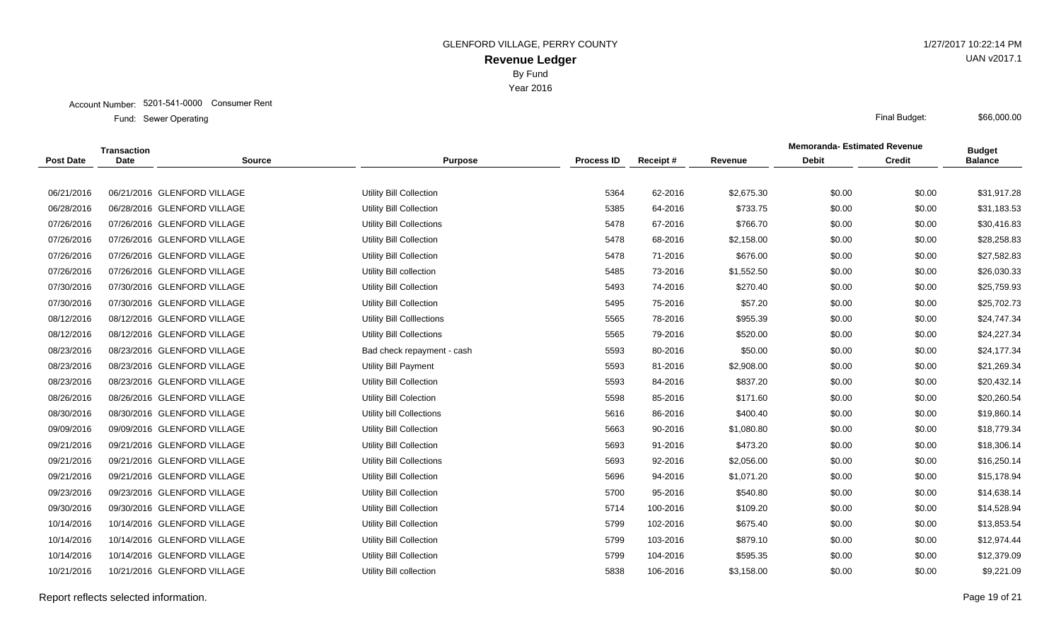GLENFORD VILLAGE, PERRY COUNTY

**Revenue Ledger**

By Fund

Year 2016

1/27/2017 10:22:14 PM

UAN v2017.1

Account Number: 5201-541-0000 Consumer Rent

Fund: Sewer Operating

Final Budget: $66,000.00

| Post Date | Transaction Date | Source | Purpose | Process ID | Receipt # | Revenue | Memoranda- Estimated Revenue Debit | Memoranda- Estimated Revenue Credit | Budget Balance |
|---|---|---|---|---|---|---|---|---|---|
| 06/21/2016 | 06/21/2016 | GLENFORD VILLAGE | Utility Bill Collection | 5364 | 62-2016 | $2,675.30 | $0.00 | $0.00 | $31,917.28 |
| 06/28/2016 | 06/28/2016 | GLENFORD VILLAGE | Utility Bill Collection | 5385 | 64-2016 | $733.75 | $0.00 | $0.00 | $31,183.53 |
| 07/26/2016 | 07/26/2016 | GLENFORD VILLAGE | Utility Bill Collections | 5478 | 67-2016 | $766.70 | $0.00 | $0.00 | $30,416.83 |
| 07/26/2016 | 07/26/2016 | GLENFORD VILLAGE | Utility Bill Collection | 5478 | 68-2016 | $2,158.00 | $0.00 | $0.00 | $28,258.83 |
| 07/26/2016 | 07/26/2016 | GLENFORD VILLAGE | Utility Bill Collection | 5478 | 71-2016 | $676.00 | $0.00 | $0.00 | $27,582.83 |
| 07/26/2016 | 07/26/2016 | GLENFORD VILLAGE | Utility Bill collection | 5485 | 73-2016 | $1,552.50 | $0.00 | $0.00 | $26,030.33 |
| 07/30/2016 | 07/30/2016 | GLENFORD VILLAGE | Utility Bill Collection | 5493 | 74-2016 | $270.40 | $0.00 | $0.00 | $25,759.93 |
| 07/30/2016 | 07/30/2016 | GLENFORD VILLAGE | Utility Bill Collection | 5495 | 75-2016 | $57.20 | $0.00 | $0.00 | $25,702.73 |
| 08/12/2016 | 08/12/2016 | GLENFORD VILLAGE | Utility Bill Colllections | 5565 | 78-2016 | $955.39 | $0.00 | $0.00 | $24,747.34 |
| 08/12/2016 | 08/12/2016 | GLENFORD VILLAGE | Utility Bill Collections | 5565 | 79-2016 | $520.00 | $0.00 | $0.00 | $24,227.34 |
| 08/23/2016 | 08/23/2016 | GLENFORD VILLAGE | Bad check repayment - cash | 5593 | 80-2016 | $50.00 | $0.00 | $0.00 | $24,177.34 |
| 08/23/2016 | 08/23/2016 | GLENFORD VILLAGE | Utility Bill Payment | 5593 | 81-2016 | $2,908.00 | $0.00 | $0.00 | $21,269.34 |
| 08/23/2016 | 08/23/2016 | GLENFORD VILLAGE | Utility Bill Collection | 5593 | 84-2016 | $837.20 | $0.00 | $0.00 | $20,432.14 |
| 08/26/2016 | 08/26/2016 | GLENFORD VILLAGE | Utility Bill Colection | 5598 | 85-2016 | $171.60 | $0.00 | $0.00 | $20,260.54 |
| 08/30/2016 | 08/30/2016 | GLENFORD VILLAGE | Utility bill Collections | 5616 | 86-2016 | $400.40 | $0.00 | $0.00 | $19,860.14 |
| 09/09/2016 | 09/09/2016 | GLENFORD VILLAGE | Utility Bill Collection | 5663 | 90-2016 | $1,080.80 | $0.00 | $0.00 | $18,779.34 |
| 09/21/2016 | 09/21/2016 | GLENFORD VILLAGE | Utility Bill Collection | 5693 | 91-2016 | $473.20 | $0.00 | $0.00 | $18,306.14 |
| 09/21/2016 | 09/21/2016 | GLENFORD VILLAGE | Utility Bill Collections | 5693 | 92-2016 | $2,056.00 | $0.00 | $0.00 | $16,250.14 |
| 09/21/2016 | 09/21/2016 | GLENFORD VILLAGE | Utility Bill Collection | 5696 | 94-2016 | $1,071.20 | $0.00 | $0.00 | $15,178.94 |
| 09/23/2016 | 09/23/2016 | GLENFORD VILLAGE | Utility Bill Collection | 5700 | 95-2016 | $540.80 | $0.00 | $0.00 | $14,638.14 |
| 09/30/2016 | 09/30/2016 | GLENFORD VILLAGE | Utility Bill Collection | 5714 | 100-2016 | $109.20 | $0.00 | $0.00 | $14,528.94 |
| 10/14/2016 | 10/14/2016 | GLENFORD VILLAGE | Utility Bill Collection | 5799 | 102-2016 | $675.40 | $0.00 | $0.00 | $13,853.54 |
| 10/14/2016 | 10/14/2016 | GLENFORD VILLAGE | Utility Bill Collection | 5799 | 103-2016 | $879.10 | $0.00 | $0.00 | $12,974.44 |
| 10/14/2016 | 10/14/2016 | GLENFORD VILLAGE | Utility Bill Collection | 5799 | 104-2016 | $595.35 | $0.00 | $0.00 | $12,379.09 |
| 10/21/2016 | 10/21/2016 | GLENFORD VILLAGE | Utility Bill collection | 5838 | 106-2016 | $3,158.00 | $0.00 | $0.00 | $9,221.09 |

Report reflects selected information.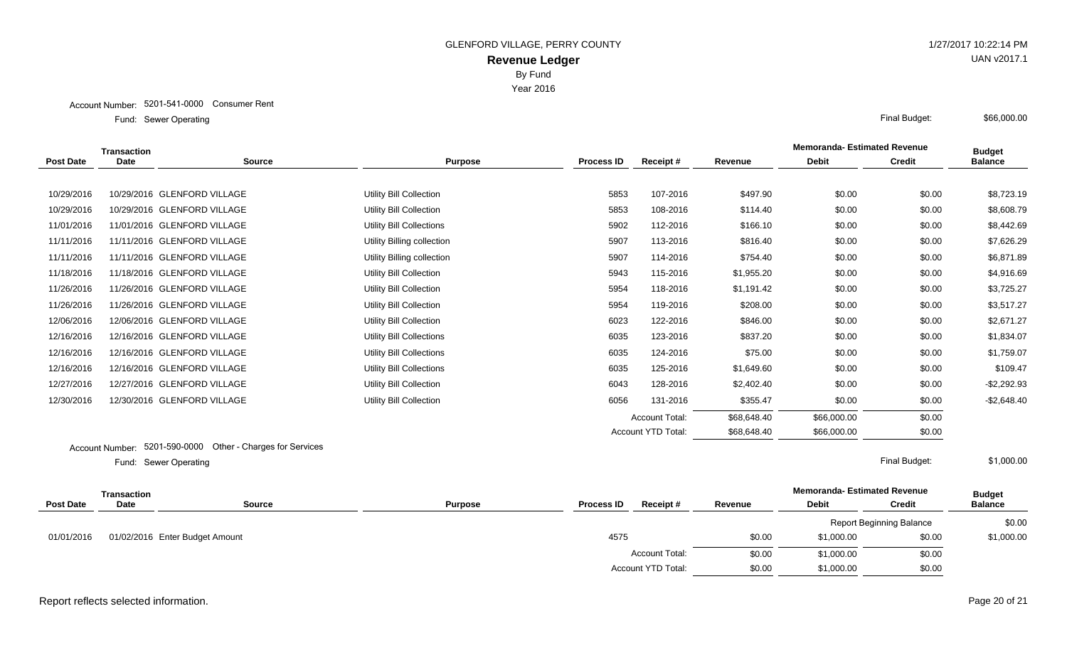GLENFORD VILLAGE, PERRY COUNTY

**Revenue Ledger**

By Fund

Year 2016

1/27/2017 10:22:14 PM

UAN v2017.1

Account Number: 5201-541-0000 Consumer Rent

Fund: Sewer Operating

Final Budget: $66,000.00

| Post Date | Transaction Date | Source | Purpose | Process ID | Receipt # | Revenue | Memoranda- Estimated Revenue Debit | Memoranda- Estimated Revenue Credit | Budget Balance |
|---|---|---|---|---|---|---|---|---|---|
| 10/29/2016 | 10/29/2016 | GLENFORD VILLAGE | Utility Bill Collection | 5853 | 107-2016 | $497.90 | $0.00 | $0.00 | $8,723.19 |
| 10/29/2016 | 10/29/2016 | GLENFORD VILLAGE | Utility Bill Collection | 5853 | 108-2016 | $114.40 | $0.00 | $0.00 | $8,608.79 |
| 11/01/2016 | 11/01/2016 | GLENFORD VILLAGE | Utility Bill Collections | 5902 | 112-2016 | $166.10 | $0.00 | $0.00 | $8,442.69 |
| 11/11/2016 | 11/11/2016 | GLENFORD VILLAGE | Utility Billing collection | 5907 | 113-2016 | $816.40 | $0.00 | $0.00 | $7,626.29 |
| 11/11/2016 | 11/11/2016 | GLENFORD VILLAGE | Utility Billing collection | 5907 | 114-2016 | $754.40 | $0.00 | $0.00 | $6,871.89 |
| 11/18/2016 | 11/18/2016 | GLENFORD VILLAGE | Utility Bill Collection | 5943 | 115-2016 | $1,955.20 | $0.00 | $0.00 | $4,916.69 |
| 11/26/2016 | 11/26/2016 | GLENFORD VILLAGE | Utility Bill Collection | 5954 | 118-2016 | $1,191.42 | $0.00 | $0.00 | $3,725.27 |
| 11/26/2016 | 11/26/2016 | GLENFORD VILLAGE | Utility Bill Collection | 5954 | 119-2016 | $208.00 | $0.00 | $0.00 | $3,517.27 |
| 12/06/2016 | 12/06/2016 | GLENFORD VILLAGE | Utility Bill Collection | 6023 | 122-2016 | $846.00 | $0.00 | $0.00 | $2,671.27 |
| 12/16/2016 | 12/16/2016 | GLENFORD VILLAGE | Utility Bill Collections | 6035 | 123-2016 | $837.20 | $0.00 | $0.00 | $1,834.07 |
| 12/16/2016 | 12/16/2016 | GLENFORD VILLAGE | Utility Bill Collections | 6035 | 124-2016 | $75.00 | $0.00 | $0.00 | $1,759.07 |
| 12/16/2016 | 12/16/2016 | GLENFORD VILLAGE | Utility Bill Collections | 6035 | 125-2016 | $1,649.60 | $0.00 | $0.00 | $109.47 |
| 12/27/2016 | 12/27/2016 | GLENFORD VILLAGE | Utility Bill Collection | 6043 | 128-2016 | $2,402.40 | $0.00 | $0.00 | -$2,292.93 |
| 12/30/2016 | 12/30/2016 | GLENFORD VILLAGE | Utility Bill Collection | 6056 | 131-2016 | $355.47 | $0.00 | $0.00 | -$2,648.40 |
| | | | | | Account Total: | $68,648.40 | $66,000.00 | $0.00 | |
| | | | | | Account YTD Total: | $68,648.40 | $66,000.00 | $0.00 | |

Account Number: 5201-590-0000 Other - Charges for Services

Fund: Sewer Operating

Final Budget: $1,000.00

| Post Date | Transaction Date | Source | Purpose | Process ID | Receipt # | Revenue | Memoranda- Estimated Revenue Debit | Memoranda- Estimated Revenue Credit | Budget Balance |
|---|---|---|---|---|---|---|---|---|---|
| | | | | | | | | Report Beginning Balance | $0.00 |
| 01/01/2016 | 01/02/2016 | Enter Budget Amount | | 4575 | | $0.00 | $1,000.00 | $0.00 | $1,000.00 |
| | | | | | Account Total: | $0.00 | $1,000.00 | $0.00 | |
| | | | | | Account YTD Total: | $0.00 | $1,000.00 | $0.00 | |

Report reflects selected information.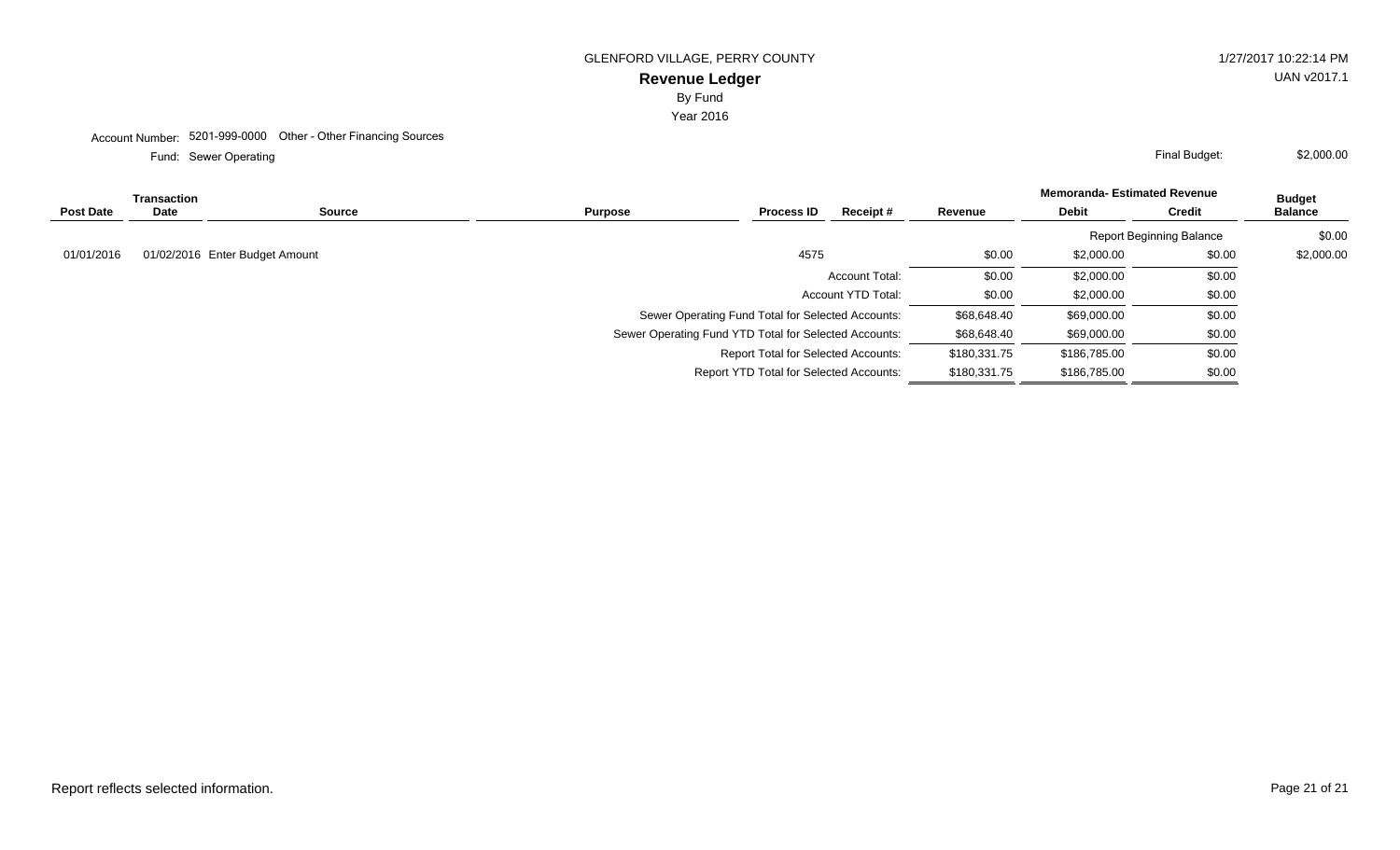GLENFORD VILLAGE, PERRY COUNTY

# Revenue Ledger

By Fund

Year 2016

1/27/2017 10:22:14 PM

UAN v2017.1

Account Number: 5201-999-0000 Other - Other Financing Sources

Fund: Sewer Operating

Final Budget: $2,000.00

| Post Date | Transaction Date | Source | Purpose | Process ID | Receipt # | Revenue | Memoranda- Estimated Revenue Debit | Memoranda- Estimated Revenue Credit | Budget Balance |
|---|---|---|---|---|---|---|---|---|---|
| | | | | | | | Report Beginning Balance | | $0.00 |
| 01/01/2016 | 01/02/2016 | Enter Budget Amount | | 4575 | | $0.00 | $2,000.00 | $0.00 | $2,000.00 |
| | | | | | Account Total: | $0.00 | $2,000.00 | $0.00 | |
| | | | | | Account YTD Total: | $0.00 | $2,000.00 | $0.00 | |
| | | | Sewer Operating Fund Total for Selected Accounts: | | | $68,648.40 | $69,000.00 | $0.00 | |
| | | | Sewer Operating Fund YTD Total for Selected Accounts: | | | $68,648.40 | $69,000.00 | $0.00 | |
| | | | Report Total for Selected Accounts: | | | $180,331.75 | $186,785.00 | $0.00 | |
| | | | Report YTD Total for Selected Accounts: | | | $180,331.75 | $186,785.00 | $0.00 | |

Report reflects selected information.